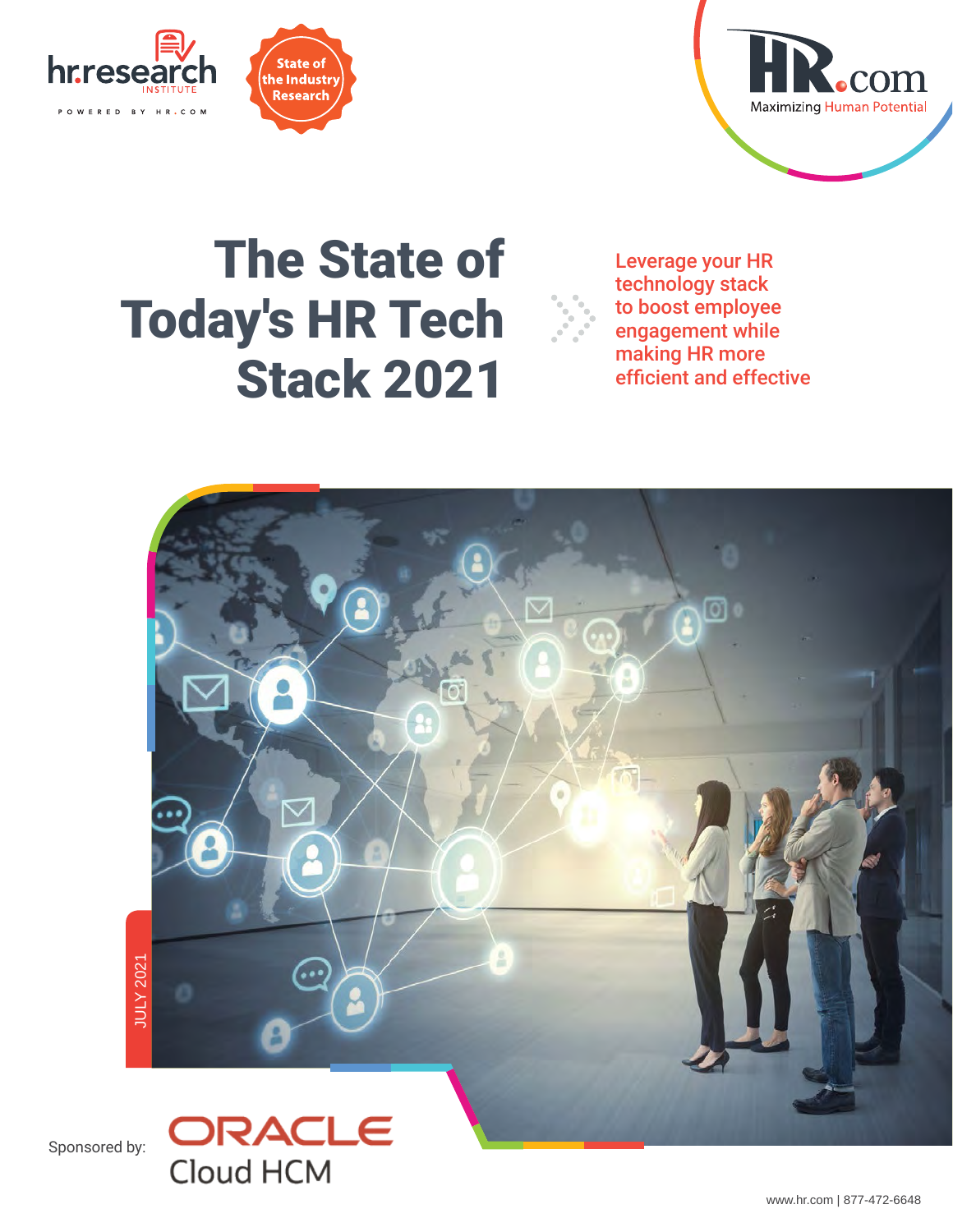hr.research INSTITUTE

POWERED BY HR.COM

State of the Industry Research

HR.com Maximizing Human Potential

# The State of Today's HR Tech Stack 2021

Leverage your HR technology stack to boost employee engagement while making HR more efficient and effective

JULY 2021

Sponsored by: ORACLE Cloud HCM

www.hr.com | 877-472-6648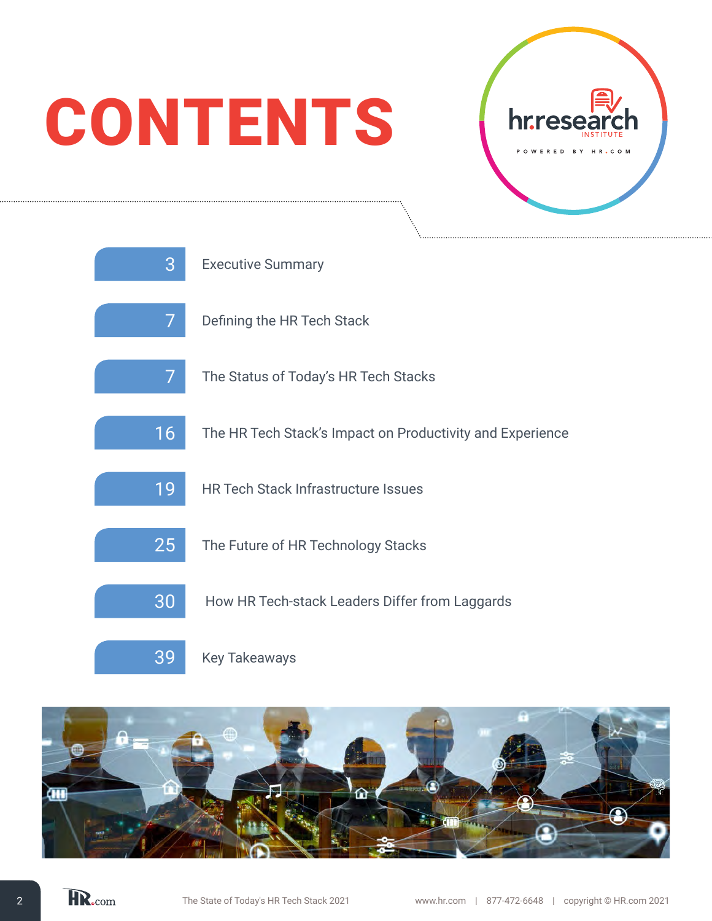# CONTENTS

| Page | Section |
|---|---|
| 3 | Executive Summary |
| 7 | Defining the HR Tech Stack |
| 7 | The Status of Today's HR Tech Stacks |
| 16 | The HR Tech Stack's Impact on Productivity and Experience |
| 19 | HR Tech Stack Infrastructure Issues |
| 25 | The Future of HR Technology Stacks |
| 30 | How HR Tech-stack Leaders Differ from Laggards |
| 39 | Key Takeaways |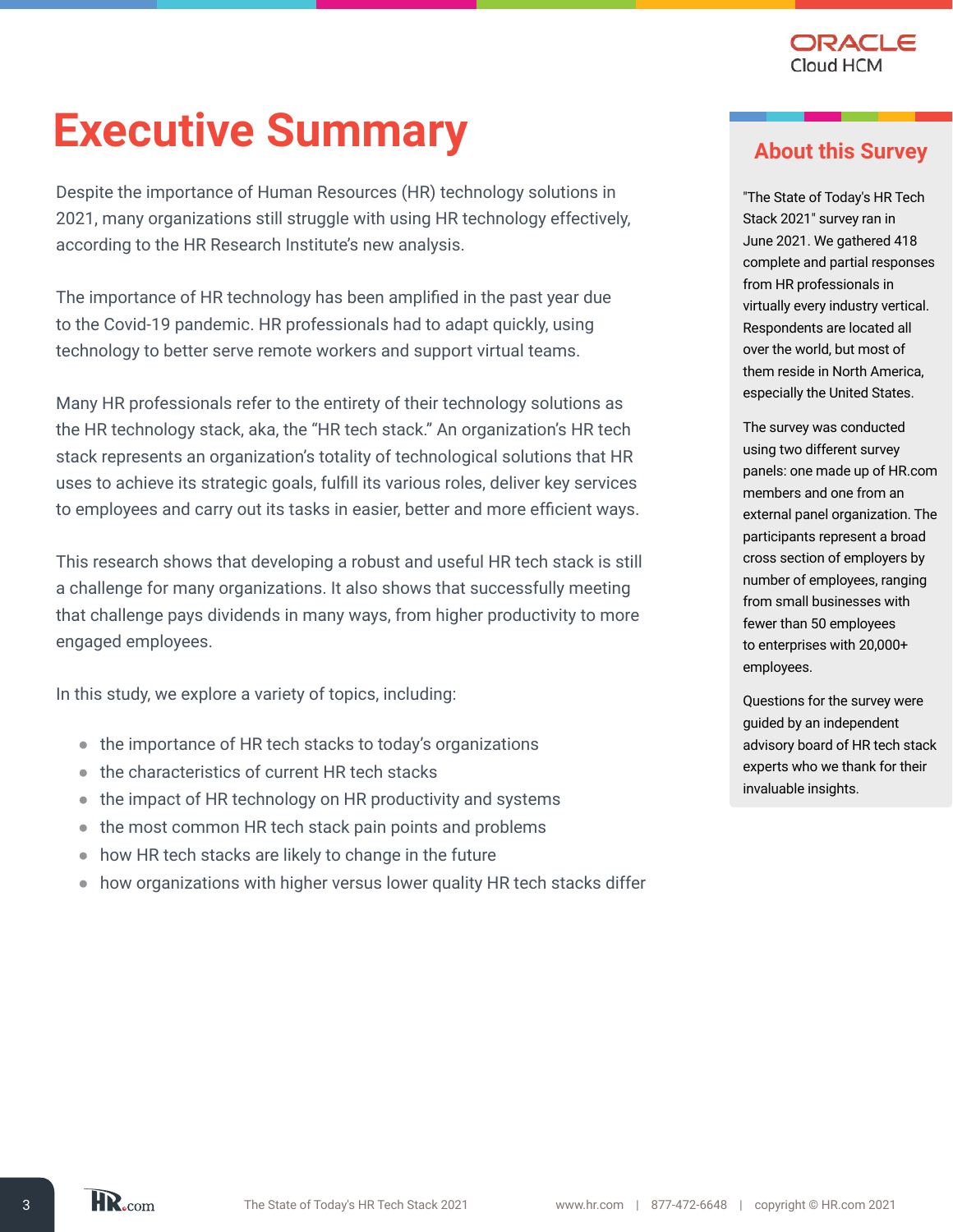# Executive Summary

Despite the importance of Human Resources (HR) technology solutions in 2021, many organizations still struggle with using HR technology effectively, according to the HR Research Institute's new analysis.

The importance of HR technology has been amplified in the past year due to the Covid-19 pandemic. HR professionals had to adapt quickly, using technology to better serve remote workers and support virtual teams.

Many HR professionals refer to the entirety of their technology solutions as the HR technology stack, aka, the "HR tech stack." An organization's HR tech stack represents an organization's totality of technological solutions that HR uses to achieve its strategic goals, fulfill its various roles, deliver key services to employees and carry out its tasks in easier, better and more efficient ways.

This research shows that developing a robust and useful HR tech stack is still a challenge for many organizations. It also shows that successfully meeting that challenge pays dividends in many ways, from higher productivity to more engaged employees.

In this study, we explore a variety of topics, including:

- the importance of HR tech stacks to today's organizations
- the characteristics of current HR tech stacks
- the impact of HR technology on HR productivity and systems
- the most common HR tech stack pain points and problems
- how HR tech stacks are likely to change in the future
- how organizations with higher versus lower quality HR tech stacks differ

## About this Survey

"The State of Today's HR Tech Stack 2021" survey ran in June 2021. We gathered 418 complete and partial responses from HR professionals in virtually every industry vertical. Respondents are located all over the world, but most of them reside in North America, especially the United States.

The survey was conducted using two different survey panels: one made up of HR.com members and one from an external panel organization. The participants represent a broad cross section of employers by number of employees, ranging from small businesses with fewer than 50 employees to enterprises with 20,000+ employees.

Questions for the survey were guided by an independent advisory board of HR tech stack experts who we thank for their invaluable insights.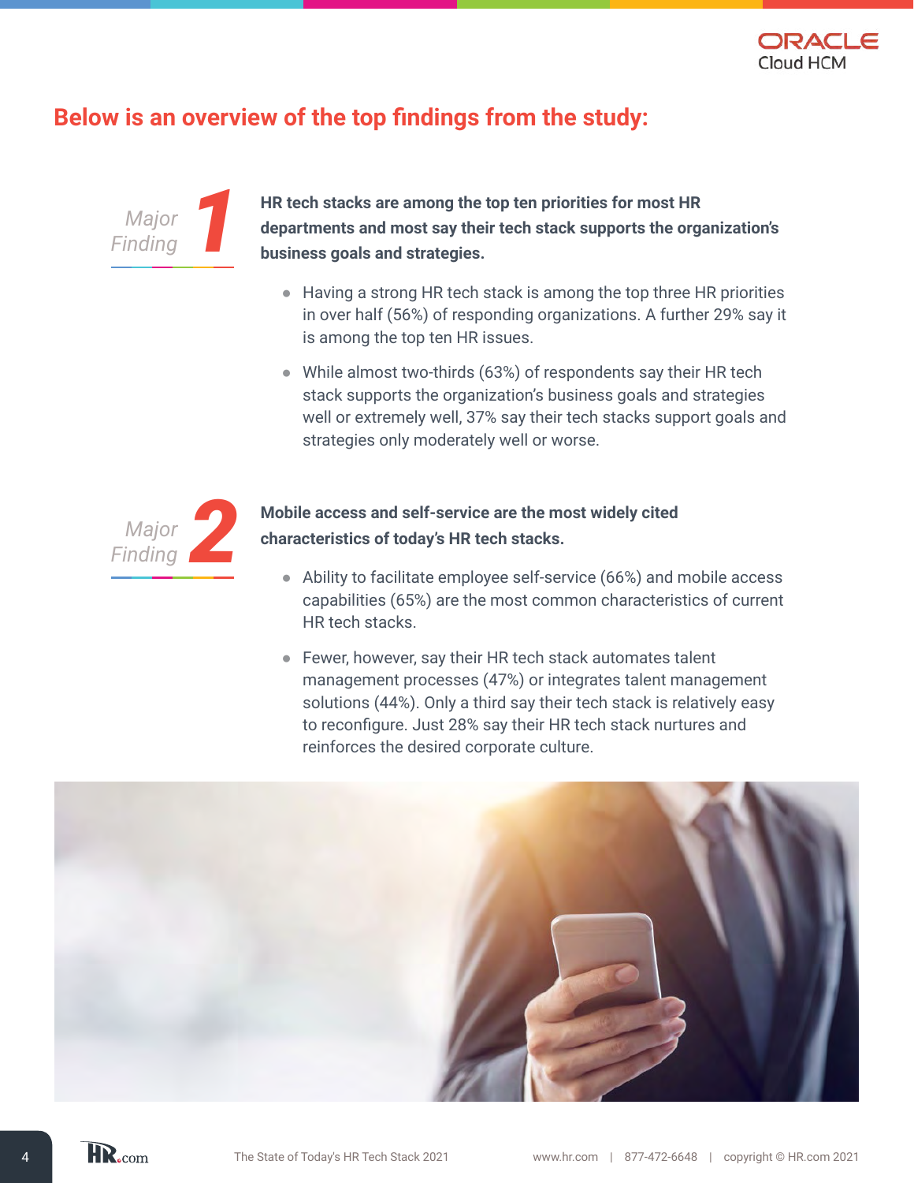## Below is an overview of the top findings from the study:

### *Major Finding* 1

**HR tech stacks are among the top ten priorities for most HR departments and most say their tech stack supports the organization's business goals and strategies.**

- Having a strong HR tech stack is among the top three HR priorities in over half (56%) of responding organizations. A further 29% say it is among the top ten HR issues.
- While almost two-thirds (63%) of respondents say their HR tech stack supports the organization's business goals and strategies well or extremely well, 37% say their tech stacks support goals and strategies only moderately well or worse.

### *Major Finding* 2

**Mobile access and self-service are the most widely cited characteristics of today's HR tech stacks.**

- Ability to facilitate employee self-service (66%) and mobile access capabilities (65%) are the most common characteristics of current HR tech stacks.
- Fewer, however, say their HR tech stack automates talent management processes (47%) or integrates talent management solutions (44%). Only a third say their tech stack is relatively easy to reconfigure. Just 28% say their HR tech stack nurtures and reinforces the desired corporate culture.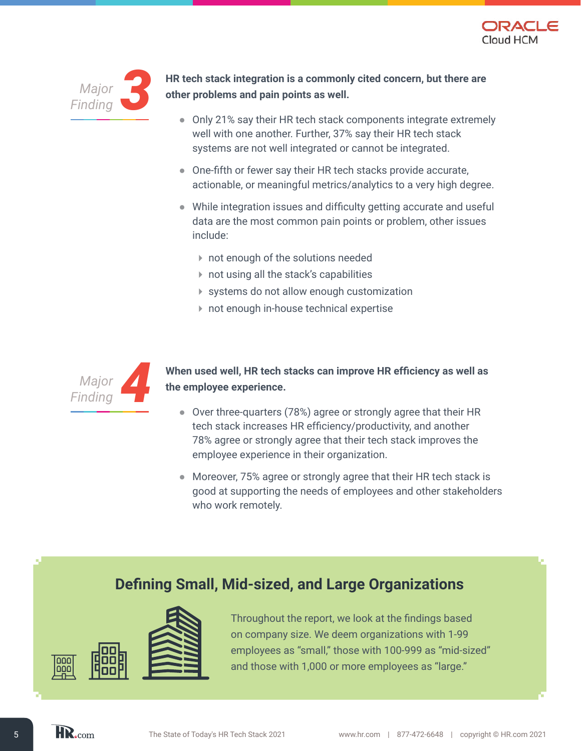## Major Finding 3

**HR tech stack integration is a commonly cited concern, but there are other problems and pain points as well.**

- Only 21% say their HR tech stack components integrate extremely well with one another. Further, 37% say their HR tech stack systems are not well integrated or cannot be integrated.
- One-fifth or fewer say their HR tech stacks provide accurate, actionable, or meaningful metrics/analytics to a very high degree.
- While integration issues and difficulty getting accurate and useful data are the most common pain points or problem, other issues include:
  - not enough of the solutions needed
  - not using all the stack's capabilities
  - systems do not allow enough customization
  - not enough in-house technical expertise

## Major Finding 4

**When used well, HR tech stacks can improve HR efficiency as well as the employee experience.**

- Over three-quarters (78%) agree or strongly agree that their HR tech stack increases HR efficiency/productivity, and another 78% agree or strongly agree that their tech stack improves the employee experience in their organization.
- Moreover, 75% agree or strongly agree that their HR tech stack is good at supporting the needs of employees and other stakeholders who work remotely.

## Defining Small, Mid-sized, and Large Organizations

Throughout the report, we look at the findings based on company size. We deem organizations with 1-99 employees as "small," those with 100-999 as "mid-sized" and those with 1,000 or more employees as "large."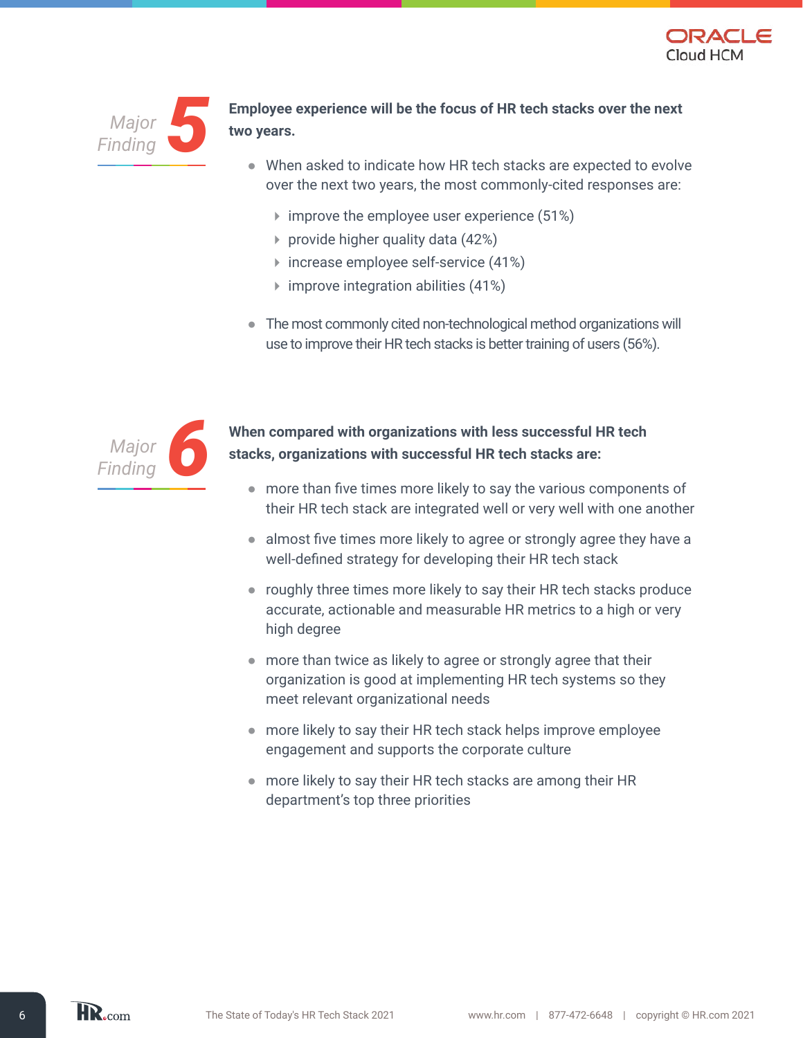## Major Finding 5

**Employee experience will be the focus of HR tech stacks over the next two years.**

- When asked to indicate how HR tech stacks are expected to evolve over the next two years, the most commonly-cited responses are:
  - improve the employee user experience (51%)
  - provide higher quality data (42%)
  - increase employee self-service (41%)
  - improve integration abilities (41%)
- The most commonly cited non-technological method organizations will use to improve their HR tech stacks is better training of users (56%).

## Major Finding 6

**When compared with organizations with less successful HR tech stacks, organizations with successful HR tech stacks are:**

- more than five times more likely to say the various components of their HR tech stack are integrated well or very well with one another
- almost five times more likely to agree or strongly agree they have a well-defined strategy for developing their HR tech stack
- roughly three times more likely to say their HR tech stacks produce accurate, actionable and measurable HR metrics to a high or very high degree
- more than twice as likely to agree or strongly agree that their organization is good at implementing HR tech systems so they meet relevant organizational needs
- more likely to say their HR tech stack helps improve employee engagement and supports the corporate culture
- more likely to say their HR tech stacks are among their HR department's top three priorities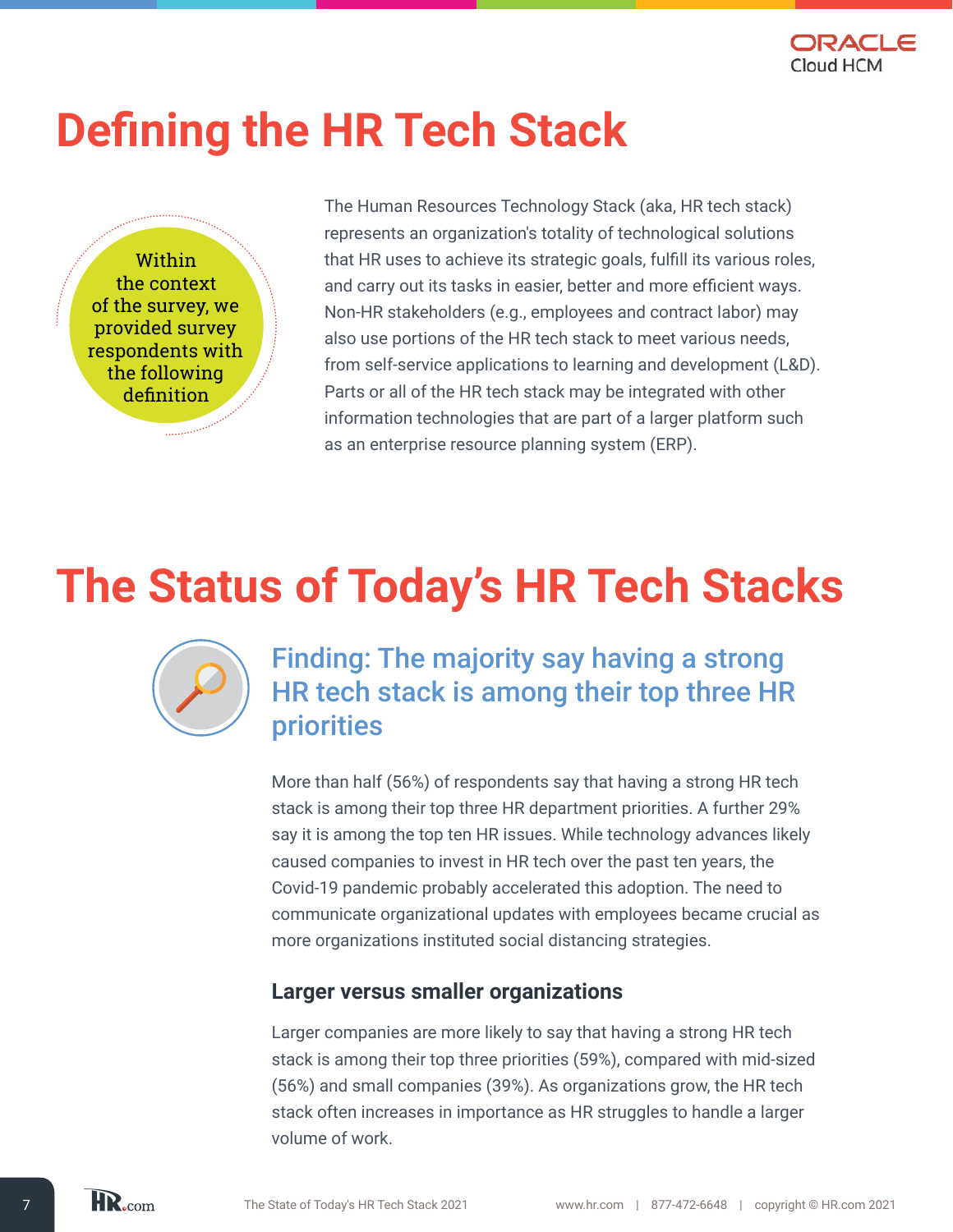# Defining the HR Tech Stack

Within the context of the survey, we provided survey respondents with the following definition

The Human Resources Technology Stack (aka, HR tech stack) represents an organization's totality of technological solutions that HR uses to achieve its strategic goals, fulfill its various roles, and carry out its tasks in easier, better and more efficient ways. Non-HR stakeholders (e.g., employees and contract labor) may also use portions of the HR tech stack to meet various needs, from self-service applications to learning and development (L&D). Parts or all of the HR tech stack may be integrated with other information technologies that are part of a larger platform such as an enterprise resource planning system (ERP).

# The Status of Today's HR Tech Stacks

## Finding: The majority say having a strong HR tech stack is among their top three HR priorities

More than half (56%) of respondents say that having a strong HR tech stack is among their top three HR department priorities. A further 29% say it is among the top ten HR issues. While technology advances likely caused companies to invest in HR tech over the past ten years, the Covid-19 pandemic probably accelerated this adoption. The need to communicate organizational updates with employees became crucial as more organizations instituted social distancing strategies.

### Larger versus smaller organizations

Larger companies are more likely to say that having a strong HR tech stack is among their top three priorities (59%), compared with mid-sized (56%) and small companies (39%). As organizations grow, the HR tech stack often increases in importance as HR struggles to handle a larger volume of work.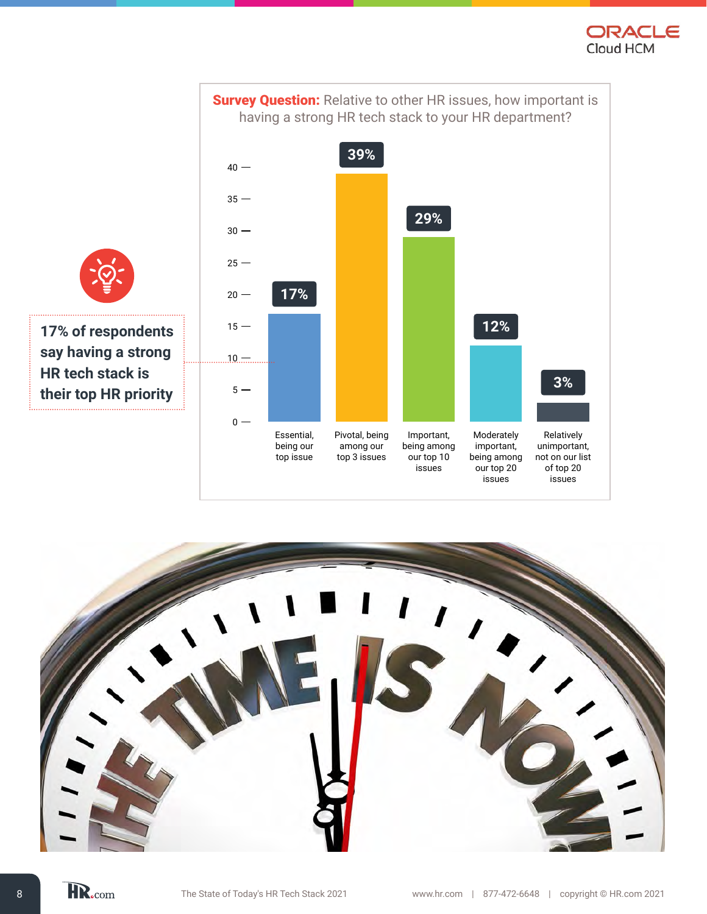**Survey Question:** Relative to other HR issues, how important is having a strong HR tech stack to your HR department?

| Response | Percentage |
|---|---|
| Essential, being our top issue | 17% |
| Pivotal, being among our top 3 issues | 39% |
| Important, being among our top 10 issues | 29% |
| Moderately important, being among our top 20 issues | 12% |
| Relatively unimportant, not on our list of top 20 issues | 3% |

**17% of respondents say having a strong HR tech stack is their top HR priority**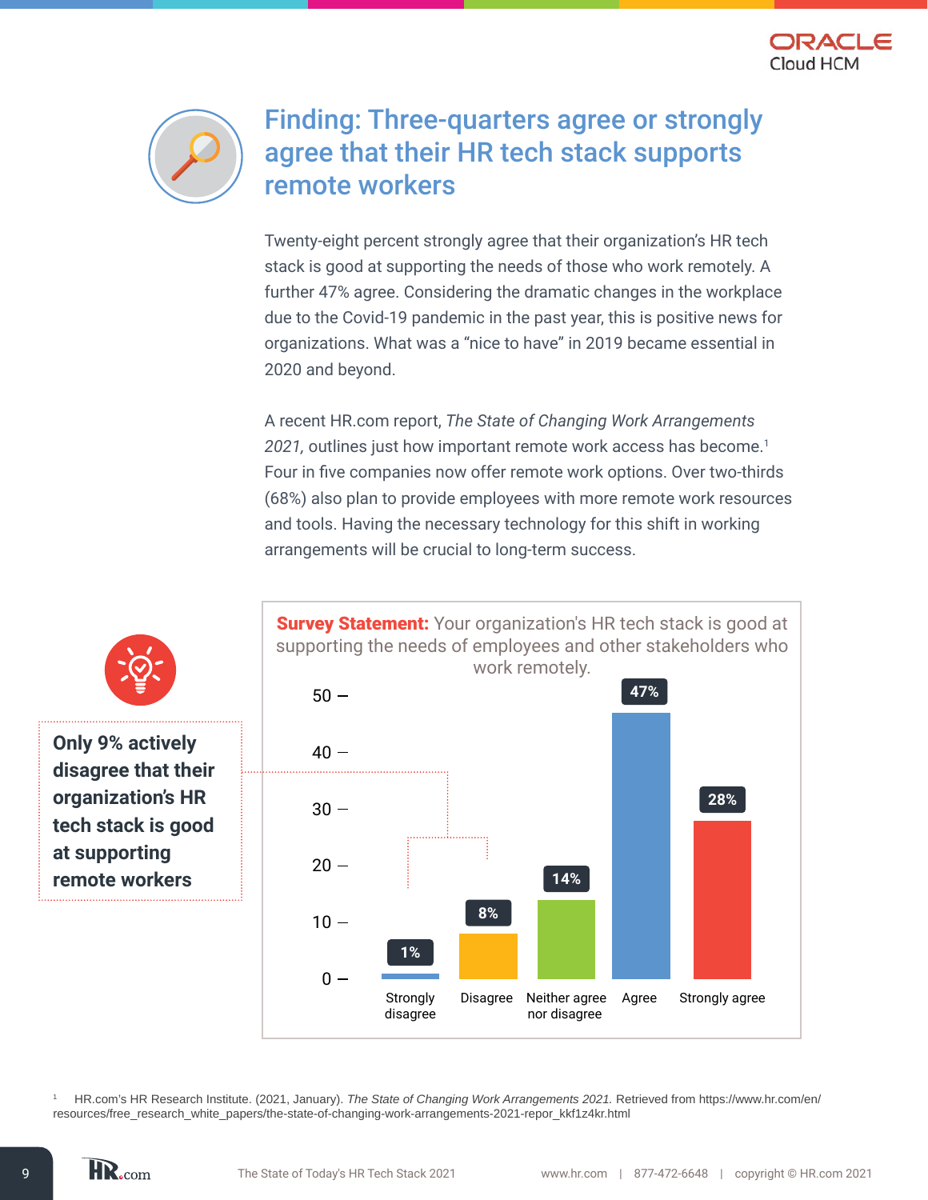# Finding: Three-quarters agree or strongly agree that their HR tech stack supports remote workers

Twenty-eight percent strongly agree that their organization's HR tech stack is good at supporting the needs of those who work remotely. A further 47% agree. Considering the dramatic changes in the workplace due to the Covid-19 pandemic in the past year, this is positive news for organizations. What was a "nice to have" in 2019 became essential in 2020 and beyond.

A recent HR.com report, *The State of Changing Work Arrangements 2021,* outlines just how important remote work access has become.[1] Four in five companies now offer remote work options. Over two-thirds (68%) also plan to provide employees with more remote work resources and tools. Having the necessary technology for this shift in working arrangements will be crucial to long-term success.

**Only 9% actively disagree that their organization's HR tech stack is good at supporting remote workers**

**Survey Statement:** Your organization's HR tech stack is good at supporting the needs of employees and other stakeholders who work remotely.

| Response | Percentage |
|---|---|
| Strongly disagree | 1% |
| Disagree | 8% |
| Neither agree nor disagree | 14% |
| Agree | 47% |
| Strongly agree | 28% |

[1] HR.com's HR Research Institute. (2021, January). *The State of Changing Work Arrangements 2021.* Retrieved from https://www.hr.com/en/resources/free_research_white_papers/the-state-of-changing-work-arrangements-2021-repor_kkf1z4kr.html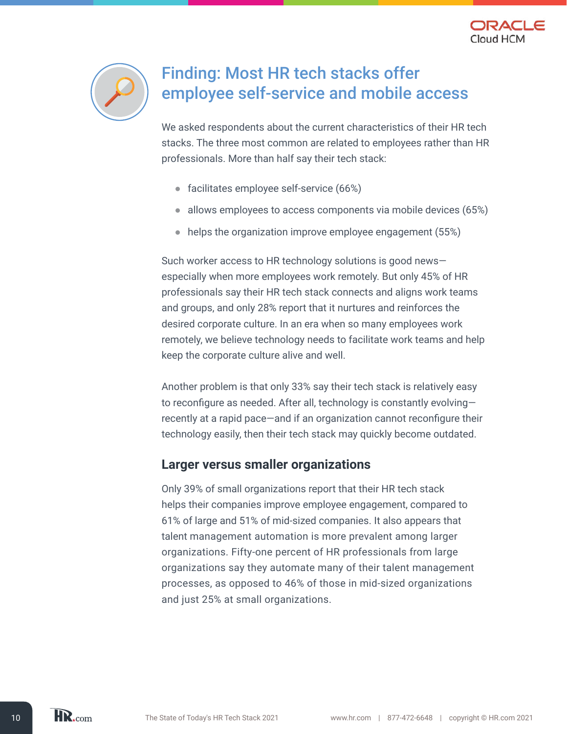## Finding: Most HR tech stacks offer employee self-service and mobile access

We asked respondents about the current characteristics of their HR tech stacks. The three most common are related to employees rather than HR professionals. More than half say their tech stack:

- facilitates employee self-service (66%)
- allows employees to access components via mobile devices (65%)
- helps the organization improve employee engagement (55%)

Such worker access to HR technology solutions is good news—especially when more employees work remotely. But only 45% of HR professionals say their HR tech stack connects and aligns work teams and groups, and only 28% report that it nurtures and reinforces the desired corporate culture. In an era when so many employees work remotely, we believe technology needs to facilitate work teams and help keep the corporate culture alive and well.

Another problem is that only 33% say their tech stack is relatively easy to reconfigure as needed. After all, technology is constantly evolving—recently at a rapid pace—and if an organization cannot reconfigure their technology easily, then their tech stack may quickly become outdated.

### Larger versus smaller organizations

Only 39% of small organizations report that their HR tech stack helps their companies improve employee engagement, compared to 61% of large and 51% of mid-sized companies. It also appears that talent management automation is more prevalent among larger organizations. Fifty-one percent of HR professionals from large organizations say they automate many of their talent management processes, as opposed to 46% of those in mid-sized organizations and just 25% at small organizations.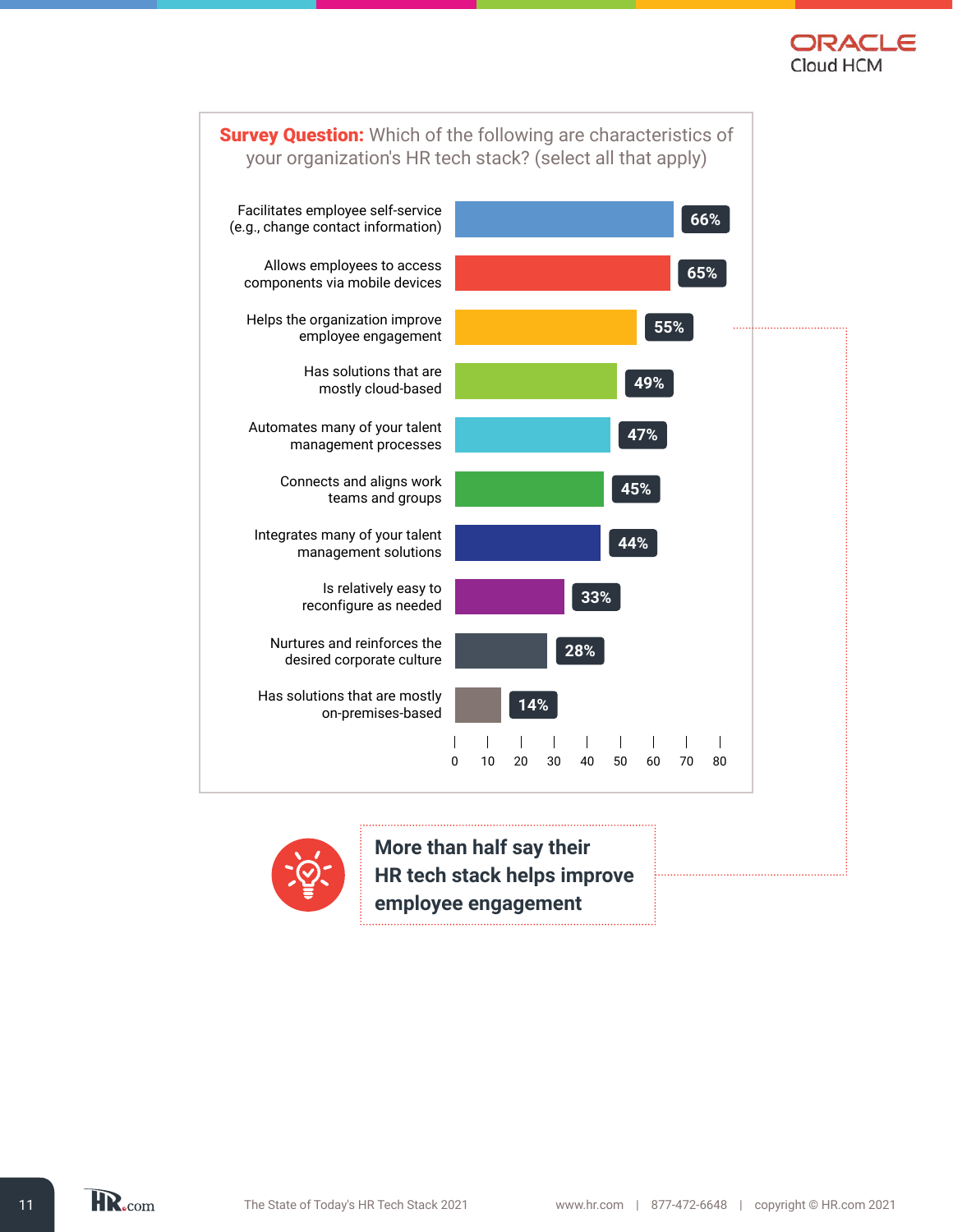**Survey Question:** Which of the following are characteristics of your organization's HR tech stack? (select all that apply)

| Characteristic | Percentage |
|---|---|
| Facilitates employee self-service (e.g., change contact information) | 66% |
| Allows employees to access components via mobile devices | 65% |
| Helps the organization improve employee engagement | 55% |
| Has solutions that are mostly cloud-based | 49% |
| Automates many of your talent management processes | 47% |
| Connects and aligns work teams and groups | 45% |
| Integrates many of your talent management solutions | 44% |
| Is relatively easy to reconfigure as needed | 33% |
| Nurtures and reinforces the desired corporate culture | 28% |
| Has solutions that are mostly on-premises-based | 14% |

**More than half say their HR tech stack helps improve employee engagement**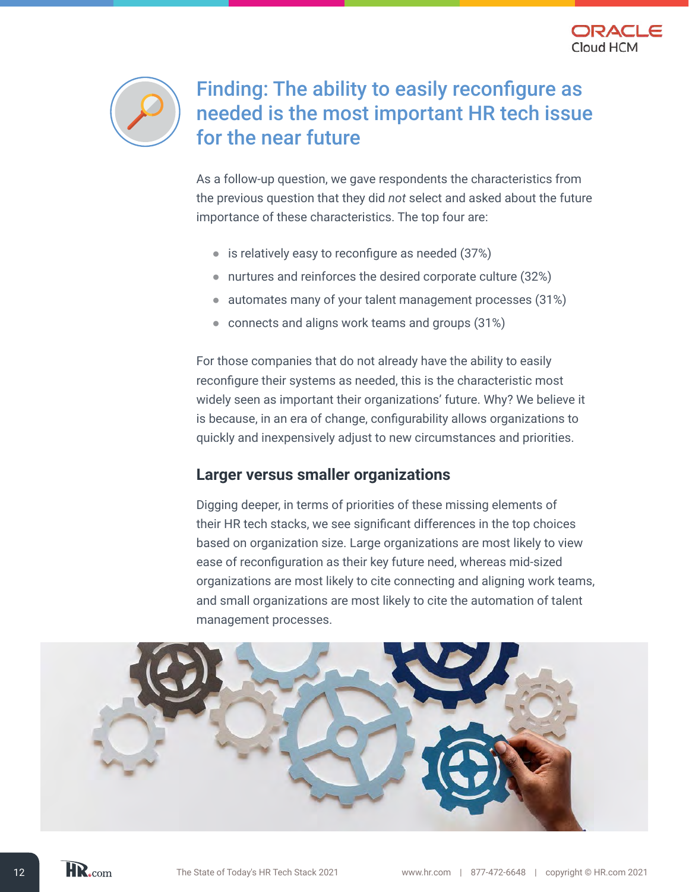# Finding: The ability to easily reconfigure as needed is the most important HR tech issue for the near future

As a follow-up question, we gave respondents the characteristics from the previous question that they did *not* select and asked about the future importance of these characteristics. The top four are:

- is relatively easy to reconfigure as needed (37%)
- nurtures and reinforces the desired corporate culture (32%)
- automates many of your talent management processes (31%)
- connects and aligns work teams and groups (31%)

For those companies that do not already have the ability to easily reconfigure their systems as needed, this is the characteristic most widely seen as important their organizations' future. Why? We believe it is because, in an era of change, configurability allows organizations to quickly and inexpensively adjust to new circumstances and priorities.

## Larger versus smaller organizations

Digging deeper, in terms of priorities of these missing elements of their HR tech stacks, we see significant differences in the top choices based on organization size. Large organizations are most likely to view ease of reconfiguration as their key future need, whereas mid-sized organizations are most likely to cite connecting and aligning work teams, and small organizations are most likely to cite the automation of talent management processes.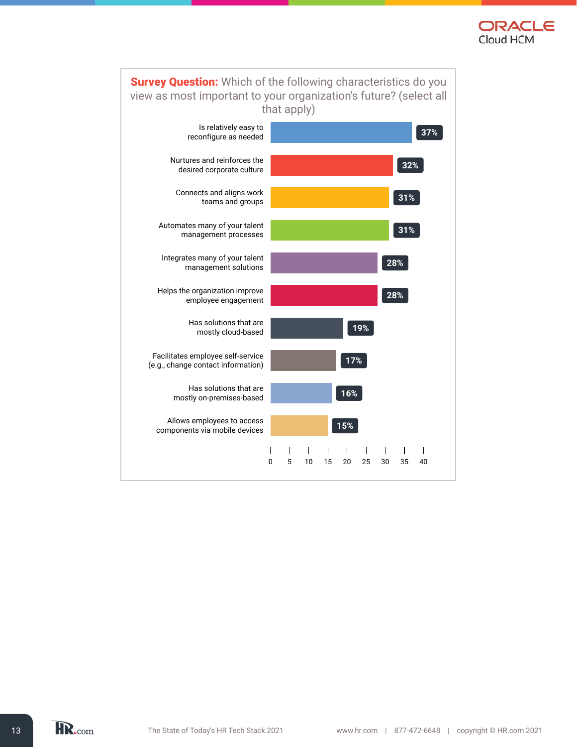**Survey Question:** Which of the following characteristics do you view as most important to your organization's future? (select all that apply)

| Characteristic | Percentage |
| --- | --- |
| Is relatively easy to reconfigure as needed | 37% |
| Nurtures and reinforces the desired corporate culture | 32% |
| Connects and aligns work teams and groups | 31% |
| Automates many of your talent management processes | 31% |
| Integrates many of your talent management solutions | 28% |
| Helps the organization improve employee engagement | 28% |
| Has solutions that are mostly cloud-based | 19% |
| Facilitates employee self-service (e.g., change contact information) | 17% |
| Has solutions that are mostly on-premises-based | 16% |
| Allows employees to access components via mobile devices | 15% |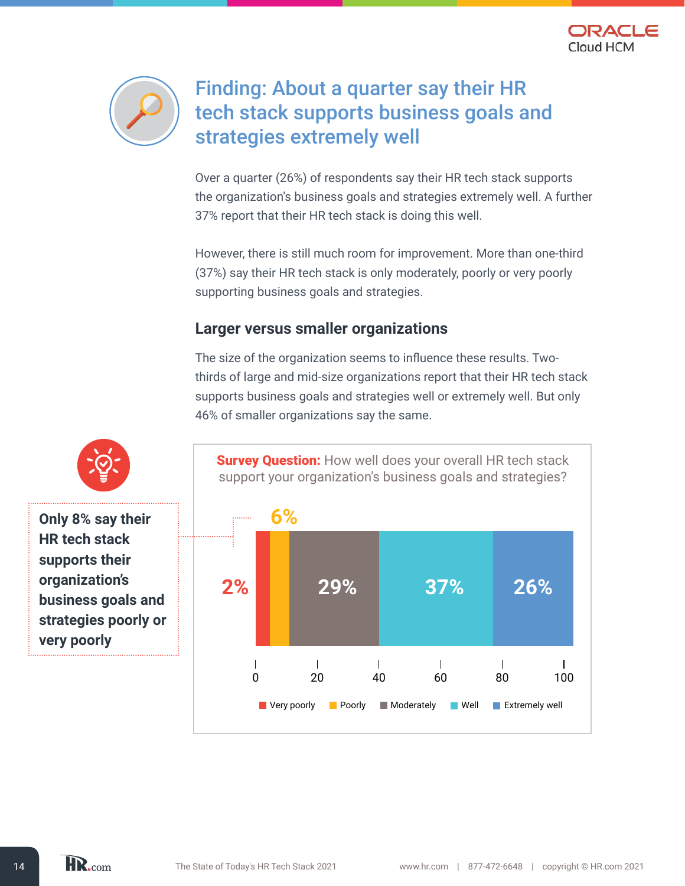# Finding: About a quarter say their HR tech stack supports business goals and strategies extremely well

Over a quarter (26%) of respondents say their HR tech stack supports the organization's business goals and strategies extremely well. A further 37% report that their HR tech stack is doing this well.

However, there is still much room for improvement. More than one-third (37%) say their HR tech stack is only moderately, poorly or very poorly supporting business goals and strategies.

## Larger versus smaller organizations

The size of the organization seems to influence these results. Two-thirds of large and mid-size organizations report that their HR tech stack supports business goals and strategies well or extremely well. But only 46% of smaller organizations say the same.

**Only 8% say their HR tech stack supports their organization's business goals and strategies poorly or very poorly**

**Survey Question:** How well does your overall HR tech stack support your organization's business goals and strategies?

| Response | Percentage |
| --- | --- |
| Very poorly | 2% |
| Poorly | 6% |
| Moderately | 29% |
| Well | 37% |
| Extremely well | 26% |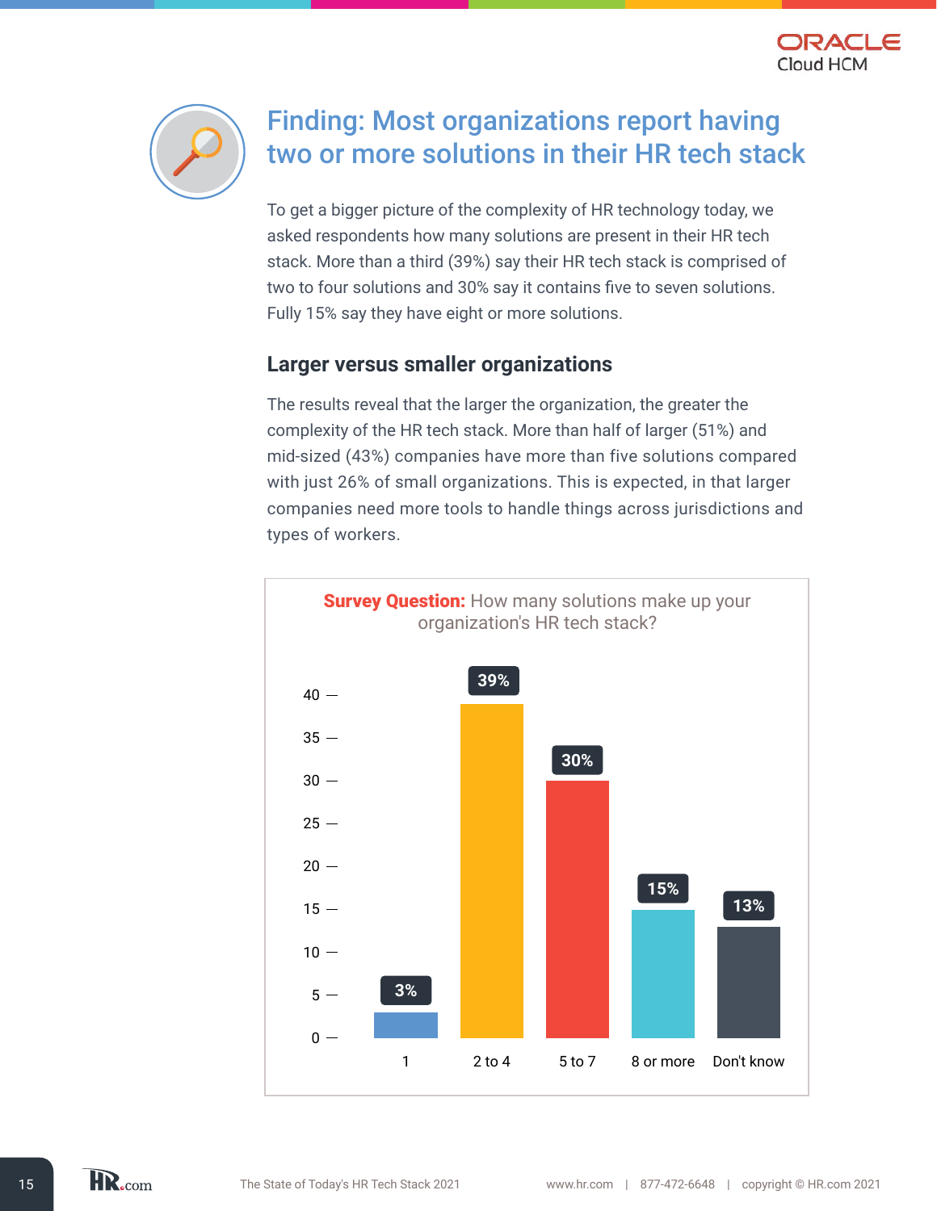# Finding: Most organizations report having two or more solutions in their HR tech stack

To get a bigger picture of the complexity of HR technology today, we asked respondents how many solutions are present in their HR tech stack. More than a third (39%) say their HR tech stack is comprised of two to four solutions and 30% say it contains five to seven solutions. Fully 15% say they have eight or more solutions.

## Larger versus smaller organizations

The results reveal that the larger the organization, the greater the complexity of the HR tech stack. More than half of larger (51%) and mid-sized (43%) companies have more than five solutions compared with just 26% of small organizations. This is expected, in that larger companies need more tools to handle things across jurisdictions and types of workers.

**Survey Question:** How many solutions make up your organization's HR tech stack?

| Number of solutions | Percentage |
| --- | --- |
| 1 | 3% |
| 2 to 4 | 39% |
| 5 to 7 | 30% |
| 8 or more | 15% |
| Don't know | 13% |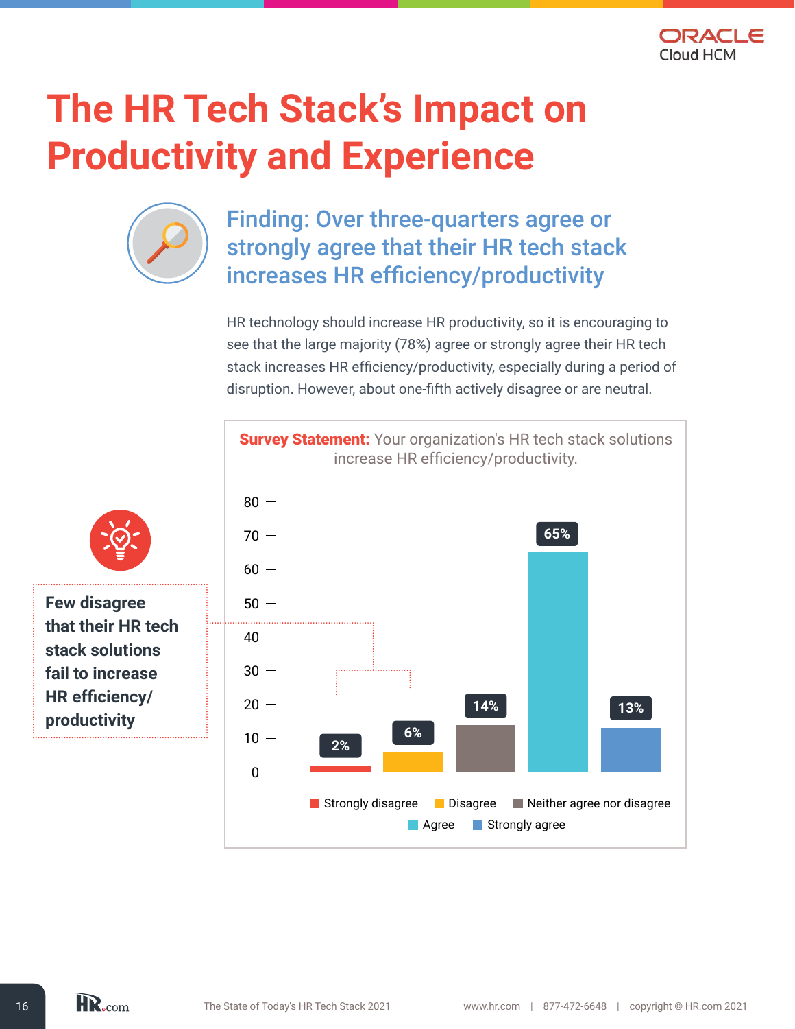# The HR Tech Stack's Impact on Productivity and Experience

## Finding: Over three-quarters agree or strongly agree that their HR tech stack increases HR efficiency/productivity

HR technology should increase HR productivity, so it is encouraging to see that the large majority (78%) agree or strongly agree their HR tech stack increases HR efficiency/productivity, especially during a period of disruption. However, about one-fifth actively disagree or are neutral.

**Survey Statement:** Your organization's HR tech stack solutions increase HR efficiency/productivity.

| Response | Percentage |
| --- | --- |
| Strongly disagree | 2% |
| Disagree | 6% |
| Neither agree nor disagree | 14% |
| Agree | 65% |
| Strongly agree | 13% |

**Few disagree that their HR tech stack solutions fail to increase HR efficiency/ productivity**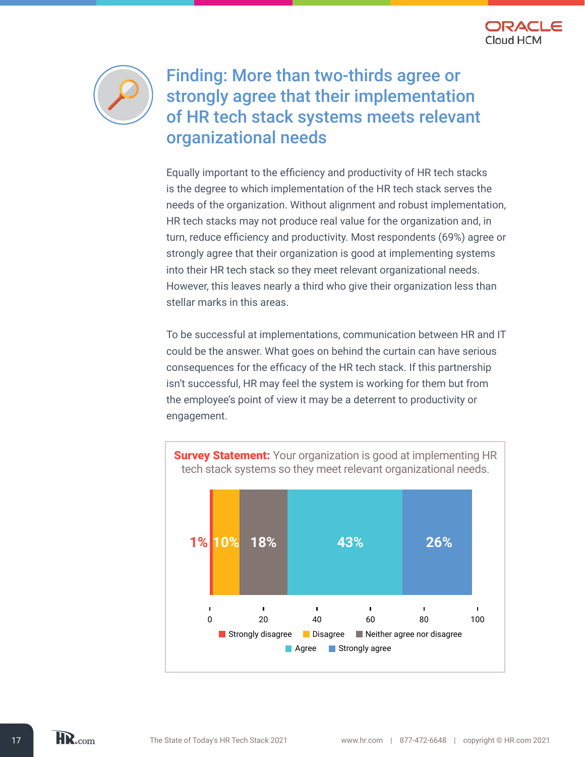## Finding: More than two-thirds agree or strongly agree that their implementation of HR tech stack systems meets relevant organizational needs

Equally important to the efficiency and productivity of HR tech stacks is the degree to which implementation of the HR tech stack serves the needs of the organization. Without alignment and robust implementation, HR tech stacks may not produce real value for the organization and, in turn, reduce efficiency and productivity. Most respondents (69%) agree or strongly agree that their organization is good at implementing systems into their HR tech stack so they meet relevant organizational needs. However, this leaves nearly a third who give their organization less than stellar marks in this areas.

To be successful at implementations, communication between HR and IT could be the answer. What goes on behind the curtain can have serious consequences for the efficacy of the HR tech stack. If this partnership isn't successful, HR may feel the system is working for them but from the employee's point of view it may be a deterrent to productivity or engagement.

**Survey Statement:** Your organization is good at implementing HR tech stack systems so they meet relevant organizational needs.

| Strongly disagree | Disagree | Neither agree nor disagree | Agree | Strongly agree |
|---|---|---|---|---|
| 1% | 10% | 18% | 43% | 26% |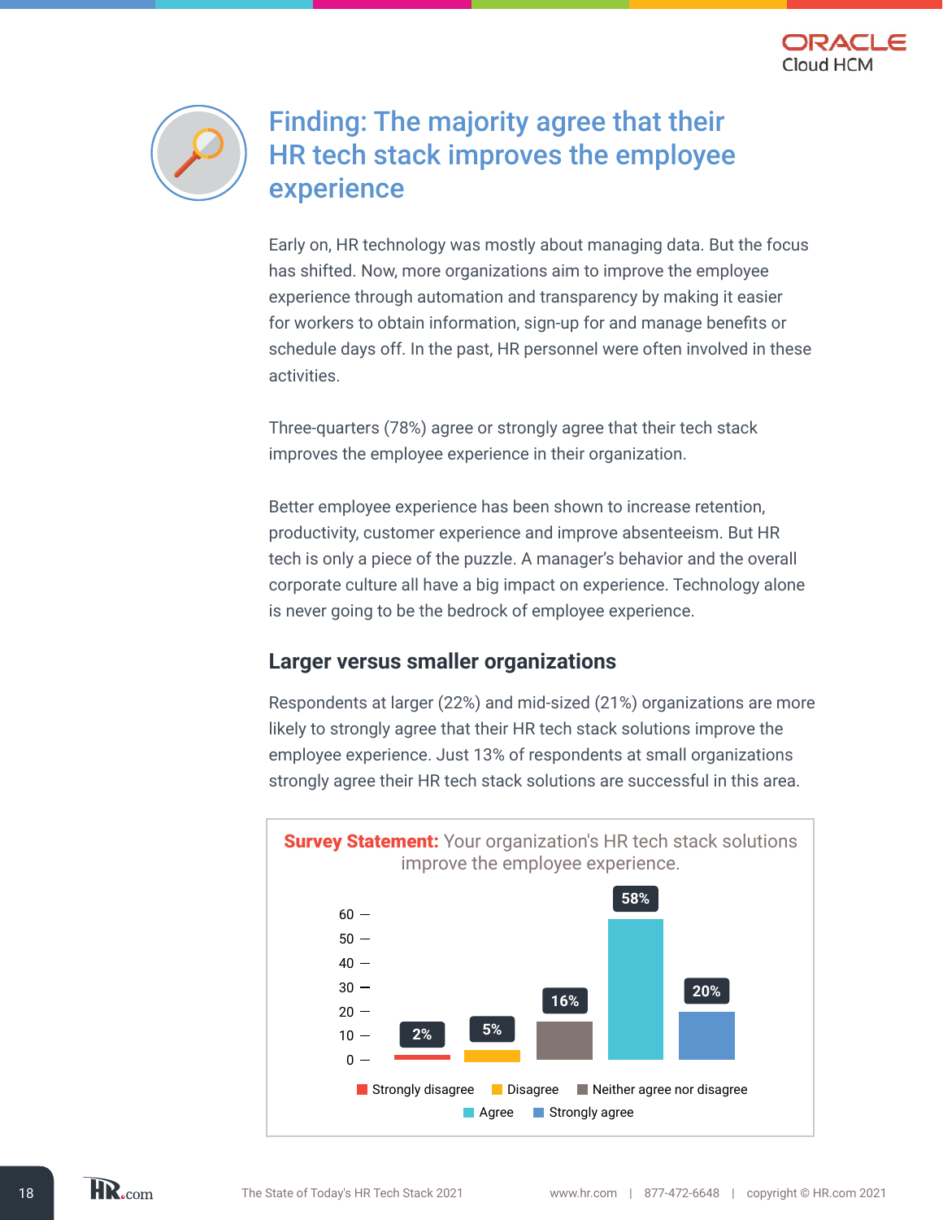## Finding: The majority agree that their HR tech stack improves the employee experience

Early on, HR technology was mostly about managing data. But the focus has shifted. Now, more organizations aim to improve the employee experience through automation and transparency by making it easier for workers to obtain information, sign-up for and manage benefits or schedule days off. In the past, HR personnel were often involved in these activities.

Three-quarters (78%) agree or strongly agree that their tech stack improves the employee experience in their organization.

Better employee experience has been shown to increase retention, productivity, customer experience and improve absenteeism. But HR tech is only a piece of the puzzle. A manager's behavior and the overall corporate culture all have a big impact on experience. Technology alone is never going to be the bedrock of employee experience.

### Larger versus smaller organizations

Respondents at larger (22%) and mid-sized (21%) organizations are more likely to strongly agree that their HR tech stack solutions improve the employee experience. Just 13% of respondents at small organizations strongly agree their HR tech stack solutions are successful in this area.

**Survey Statement:** Your organization's HR tech stack solutions improve the employee experience.

| Response | Percentage |
|---|---|
| Strongly disagree | 2% |
| Disagree | 5% |
| Neither agree nor disagree | 16% |
| Agree | 58% |
| Strongly agree | 20% |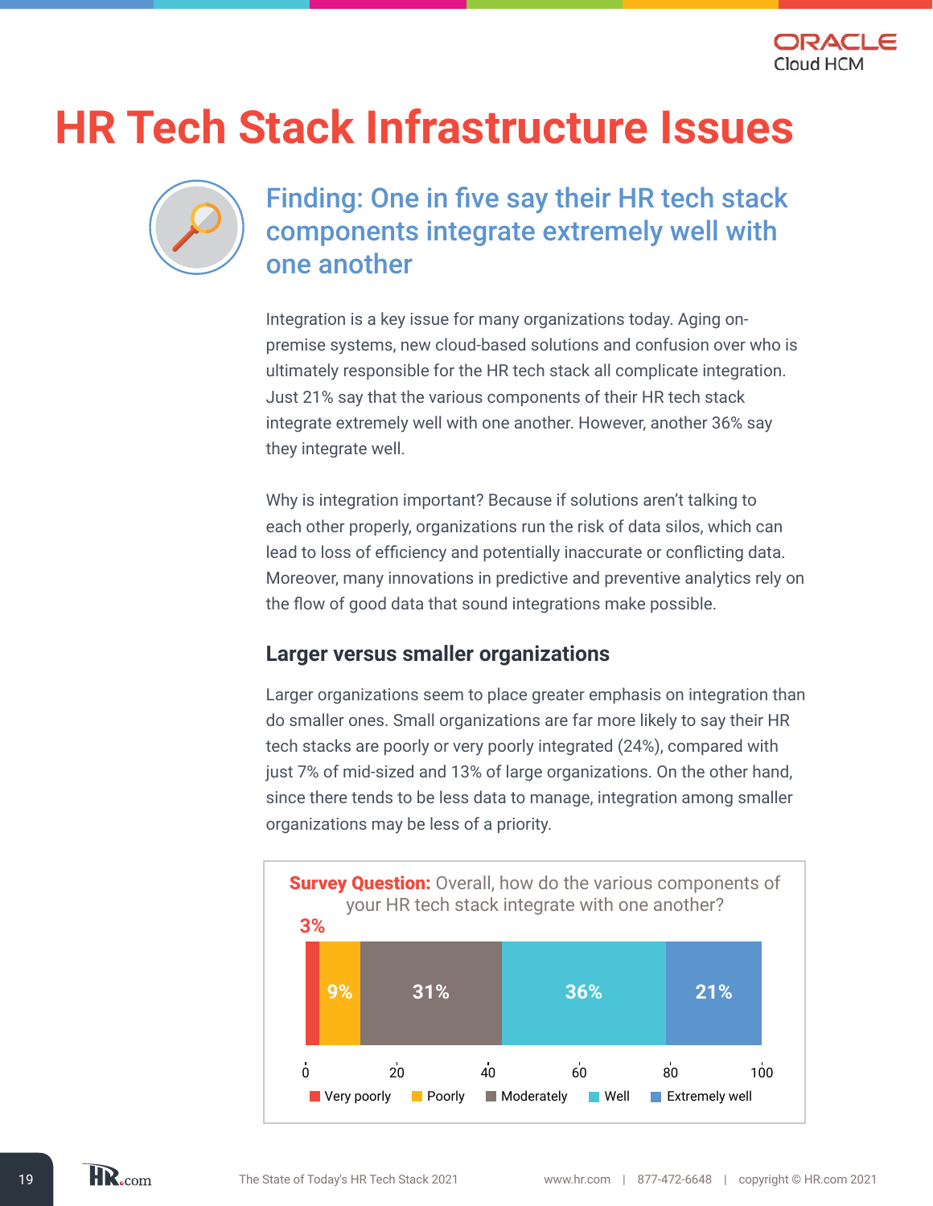# HR Tech Stack Infrastructure Issues

## Finding: One in five say their HR tech stack components integrate extremely well with one another

Integration is a key issue for many organizations today. Aging on-premise systems, new cloud-based solutions and confusion over who is ultimately responsible for the HR tech stack all complicate integration. Just 21% say that the various components of their HR tech stack integrate extremely well with one another. However, another 36% say they integrate well.

Why is integration important? Because if solutions aren't talking to each other properly, organizations run the risk of data silos, which can lead to loss of efficiency and potentially inaccurate or conflicting data. Moreover, many innovations in predictive and preventive analytics rely on the flow of good data that sound integrations make possible.

### Larger versus smaller organizations

Larger organizations seem to place greater emphasis on integration than do smaller ones. Small organizations are far more likely to say their HR tech stacks are poorly or very poorly integrated (24%), compared with just 7% of mid-sized and 13% of large organizations. On the other hand, since there tends to be less data to manage, integration among smaller organizations may be less of a priority.

**Survey Question:** Overall, how do the various components of your HR tech stack integrate with one another?

| Response | Percentage |
|---|---|
| Very poorly | 3% |
| Poorly | 9% |
| Moderately | 31% |
| Well | 36% |
| Extremely well | 21% |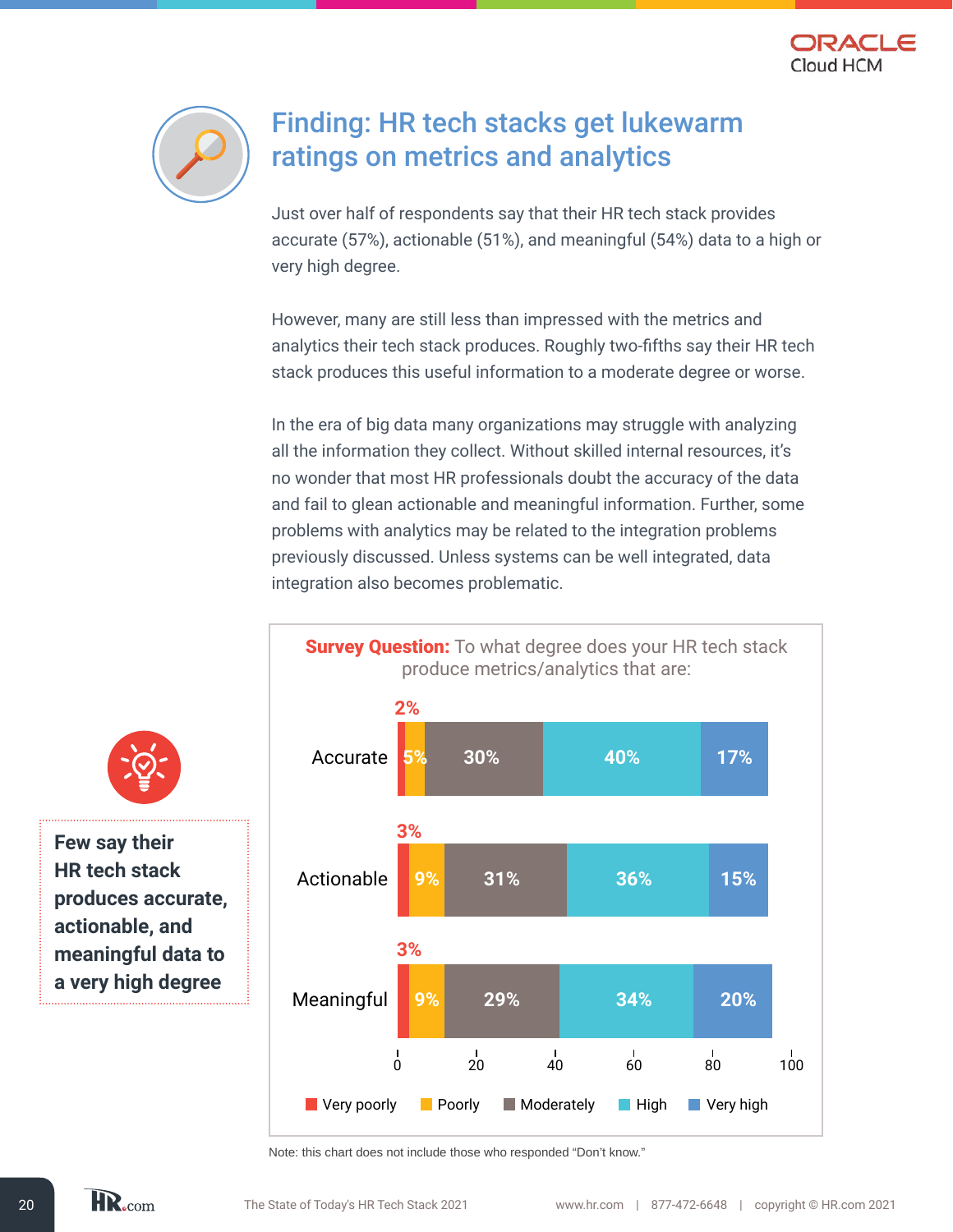## Finding: HR tech stacks get lukewarm ratings on metrics and analytics

Just over half of respondents say that their HR tech stack provides accurate (57%), actionable (51%), and meaningful (54%) data to a high or very high degree.

However, many are still less than impressed with the metrics and analytics their tech stack produces. Roughly two-fifths say their HR tech stack produces this useful information to a moderate degree or worse.

In the era of big data many organizations may struggle with analyzing all the information they collect. Without skilled internal resources, it's no wonder that most HR professionals doubt the accuracy of the data and fail to glean actionable and meaningful information. Further, some problems with analytics may be related to the integration problems previously discussed. Unless systems can be well integrated, data integration also becomes problematic.

**Few say their HR tech stack produces accurate, actionable, and meaningful data to a very high degree**

**Survey Question:** To what degree does your HR tech stack produce metrics/analytics that are:

| | Very poorly | Poorly | Moderately | High | Very high |
|---|---|---|---|---|---|
| Accurate | 2% | 5% | 30% | 40% | 17% |
| Actionable | 3% | 9% | 31% | 36% | 15% |
| Meaningful | 3% | 9% | 29% | 34% | 20% |

Note: this chart does not include those who responded "Don't know."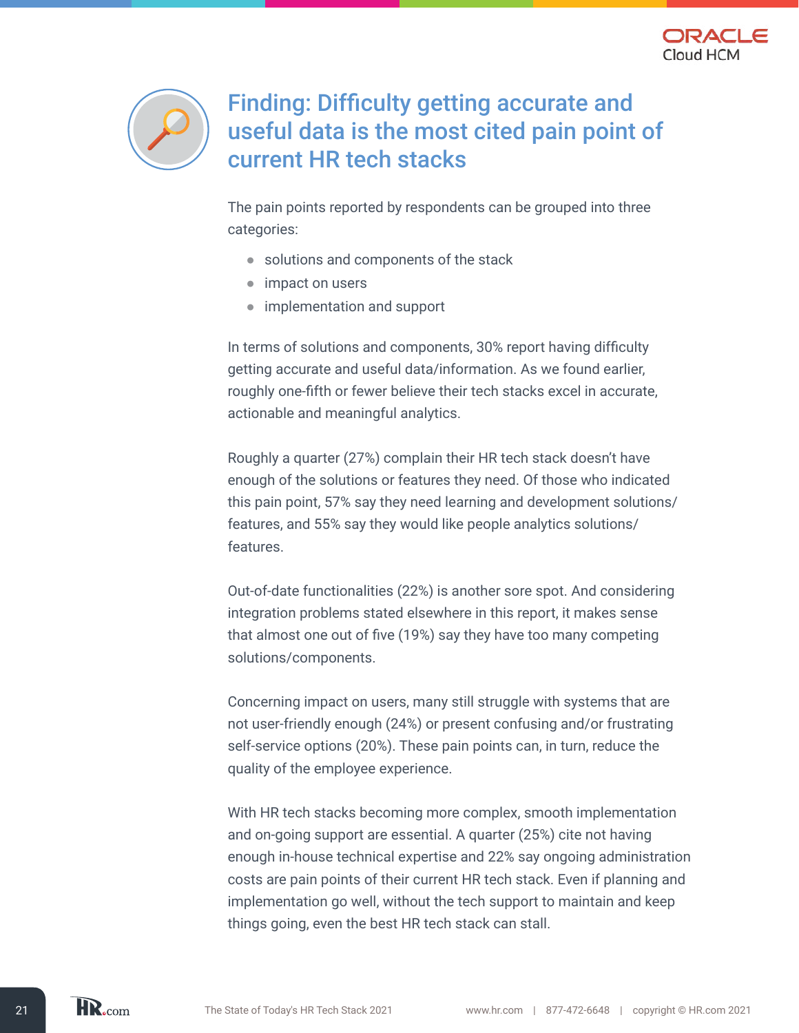## Finding: Difficulty getting accurate and useful data is the most cited pain point of current HR tech stacks

The pain points reported by respondents can be grouped into three categories:

- solutions and components of the stack
- impact on users
- implementation and support

In terms of solutions and components, 30% report having difficulty getting accurate and useful data/information. As we found earlier, roughly one-fifth or fewer believe their tech stacks excel in accurate, actionable and meaningful analytics.

Roughly a quarter (27%) complain their HR tech stack doesn't have enough of the solutions or features they need. Of those who indicated this pain point, 57% say they need learning and development solutions/features, and 55% say they would like people analytics solutions/features.

Out-of-date functionalities (22%) is another sore spot. And considering integration problems stated elsewhere in this report, it makes sense that almost one out of five (19%) say they have too many competing solutions/components.

Concerning impact on users, many still struggle with systems that are not user-friendly enough (24%) or present confusing and/or frustrating self-service options (20%). These pain points can, in turn, reduce the quality of the employee experience.

With HR tech stacks becoming more complex, smooth implementation and on-going support are essential. A quarter (25%) cite not having enough in-house technical expertise and 22% say ongoing administration costs are pain points of their current HR tech stack. Even if planning and implementation go well, without the tech support to maintain and keep things going, even the best HR tech stack can stall.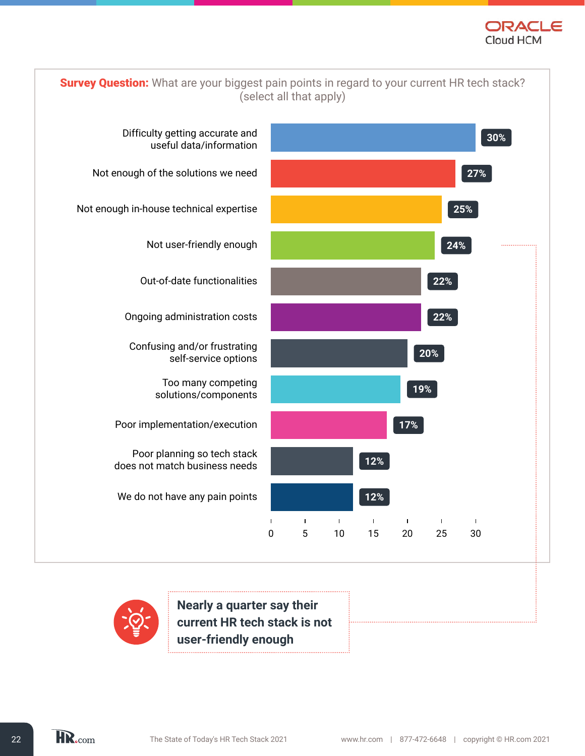**Survey Question:** What are your biggest pain points in regard to your current HR tech stack? (select all that apply)

| Pain point | Percentage |
|---|---|
| Difficulty getting accurate and useful data/information | 30% |
| Not enough of the solutions we need | 27% |
| Not enough in-house technical expertise | 25% |
| Not user-friendly enough | 24% |
| Out-of-date functionalities | 22% |
| Ongoing administration costs | 22% |
| Confusing and/or frustrating self-service options | 20% |
| Too many competing solutions/components | 19% |
| Poor implementation/execution | 17% |
| Poor planning so tech stack does not match business needs | 12% |
| We do not have any pain points | 12% |

**Nearly a quarter say their current HR tech stack is not user-friendly enough**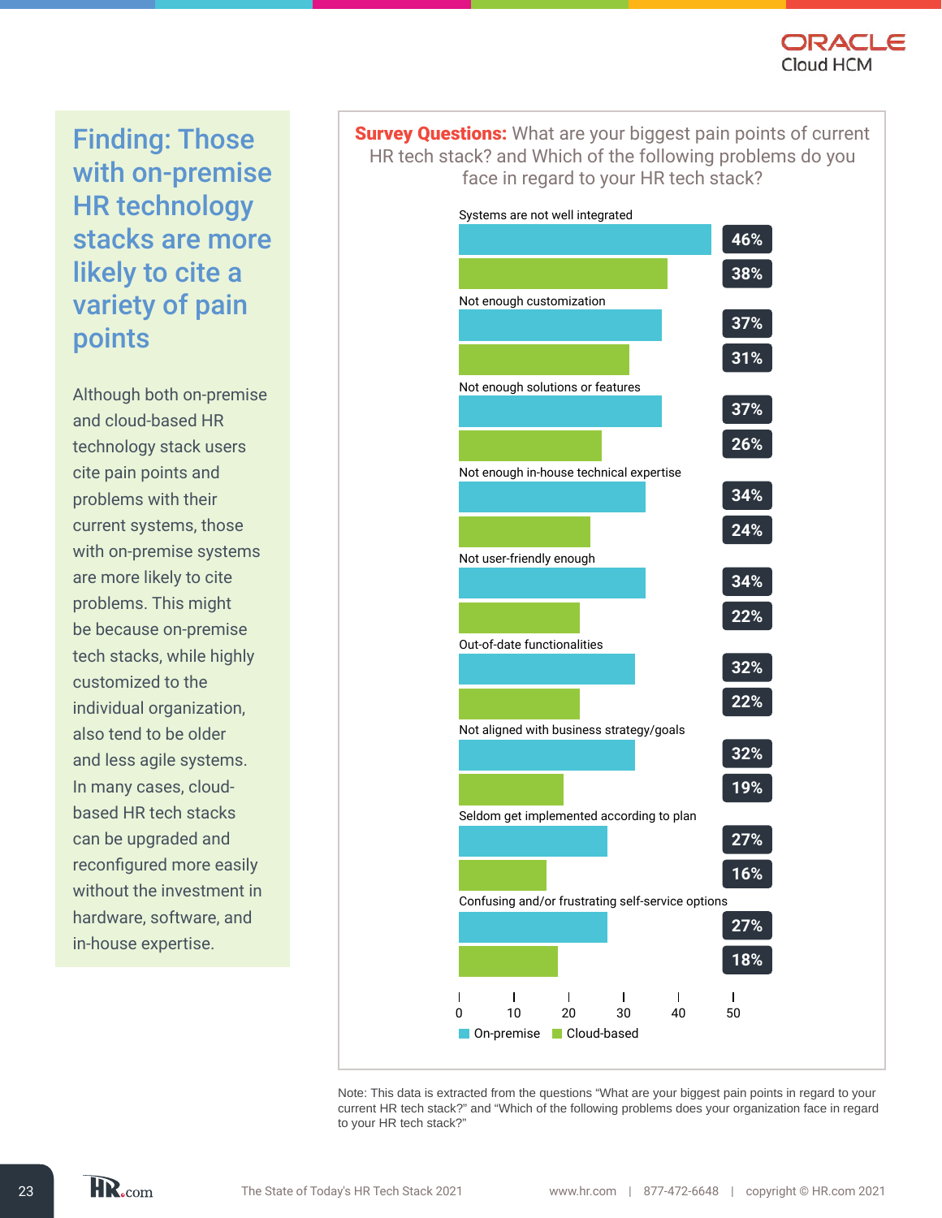# Finding: Those with on-premise HR technology stacks are more likely to cite a variety of pain points

Although both on-premise and cloud-based HR technology stack users cite pain points and problems with their current systems, those with on-premise systems are more likely to cite problems. This might be because on-premise tech stacks, while highly customized to the individual organization, also tend to be older and less agile systems. In many cases, cloud-based HR tech stacks can be upgraded and reconfigured more easily without the investment in hardware, software, and in-house expertise.

**Survey Questions:** What are your biggest pain points of current HR tech stack? and Which of the following problems do you face in regard to your HR tech stack?

| | On-premise | Cloud-based |
|---|---|---|
| Systems are not well integrated | 46% | 38% |
| Not enough customization | 37% | 31% |
| Not enough solutions or features | 37% | 26% |
| Not enough in-house technical expertise | 34% | 24% |
| Not user-friendly enough | 34% | 22% |
| Out-of-date functionalities | 32% | 22% |
| Not aligned with business strategy/goals | 32% | 19% |
| Seldom get implemented according to plan | 27% | 16% |
| Confusing and/or frustrating self-service options | 27% | 18% |

Note: This data is extracted from the questions "What are your biggest pain points in regard to your current HR tech stack?" and "Which of the following problems does your organization face in regard to your HR tech stack?"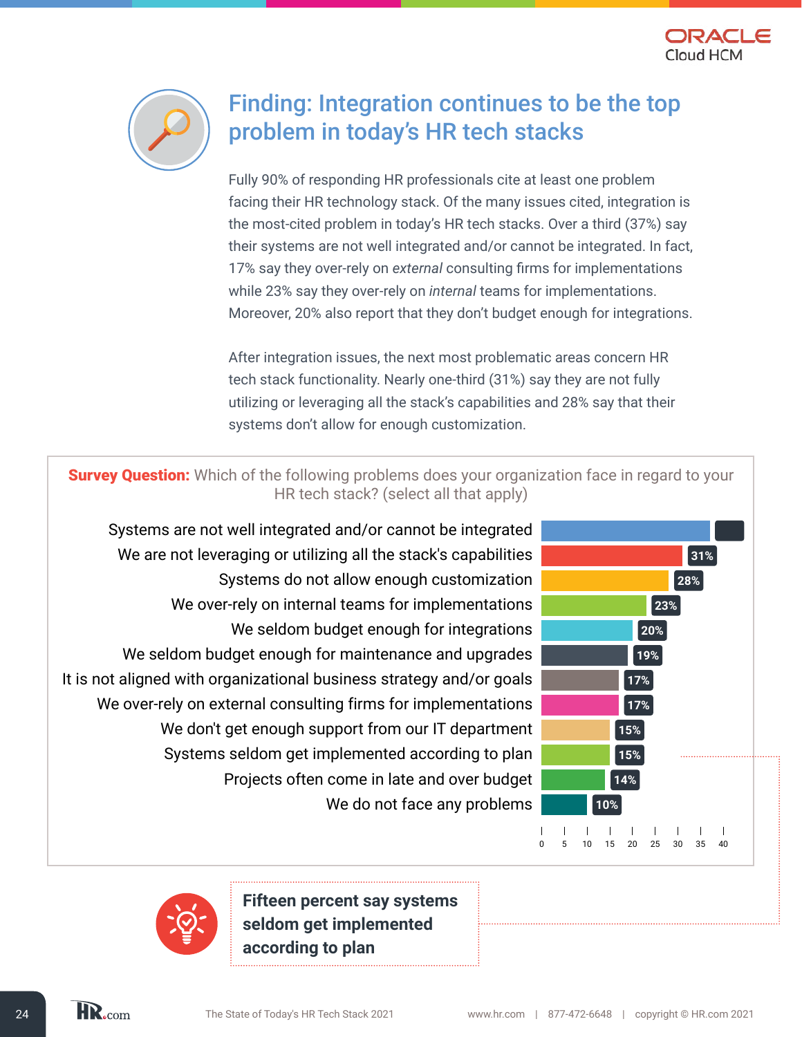## Finding: Integration continues to be the top problem in today's HR tech stacks

Fully 90% of responding HR professionals cite at least one problem facing their HR technology stack. Of the many issues cited, integration is the most-cited problem in today's HR tech stacks. Over a third (37%) say their systems are not well integrated and/or cannot be integrated. In fact, 17% say they over-rely on *external* consulting firms for implementations while 23% say they over-rely on *internal* teams for implementations. Moreover, 20% also report that they don't budget enough for integrations.

After integration issues, the next most problematic areas concern HR tech stack functionality. Nearly one-third (31%) say they are not fully utilizing or leveraging all the stack's capabilities and 28% say that their systems don't allow for enough customization.

**Survey Question:** Which of the following problems does your organization face in regard to your HR tech stack? (select all that apply)

| Problem | % |
|---|---|
| Systems are not well integrated and/or cannot be integrated | |
| We are not leveraging or utilizing all the stack's capabilities | 31% |
| Systems do not allow enough customization | 28% |
| We over-rely on internal teams for implementations | 23% |
| We seldom budget enough for integrations | 20% |
| We seldom budget enough for maintenance and upgrades | 19% |
| It is not aligned with organizational business strategy and/or goals | 17% |
| We over-rely on external consulting firms for implementations | 17% |
| We don't get enough support from our IT department | 15% |
| Systems seldom get implemented according to plan | 15% |
| Projects often come in late and over budget | 14% |
| We do not face any problems | 10% |

**Fifteen percent say systems seldom get implemented according to plan**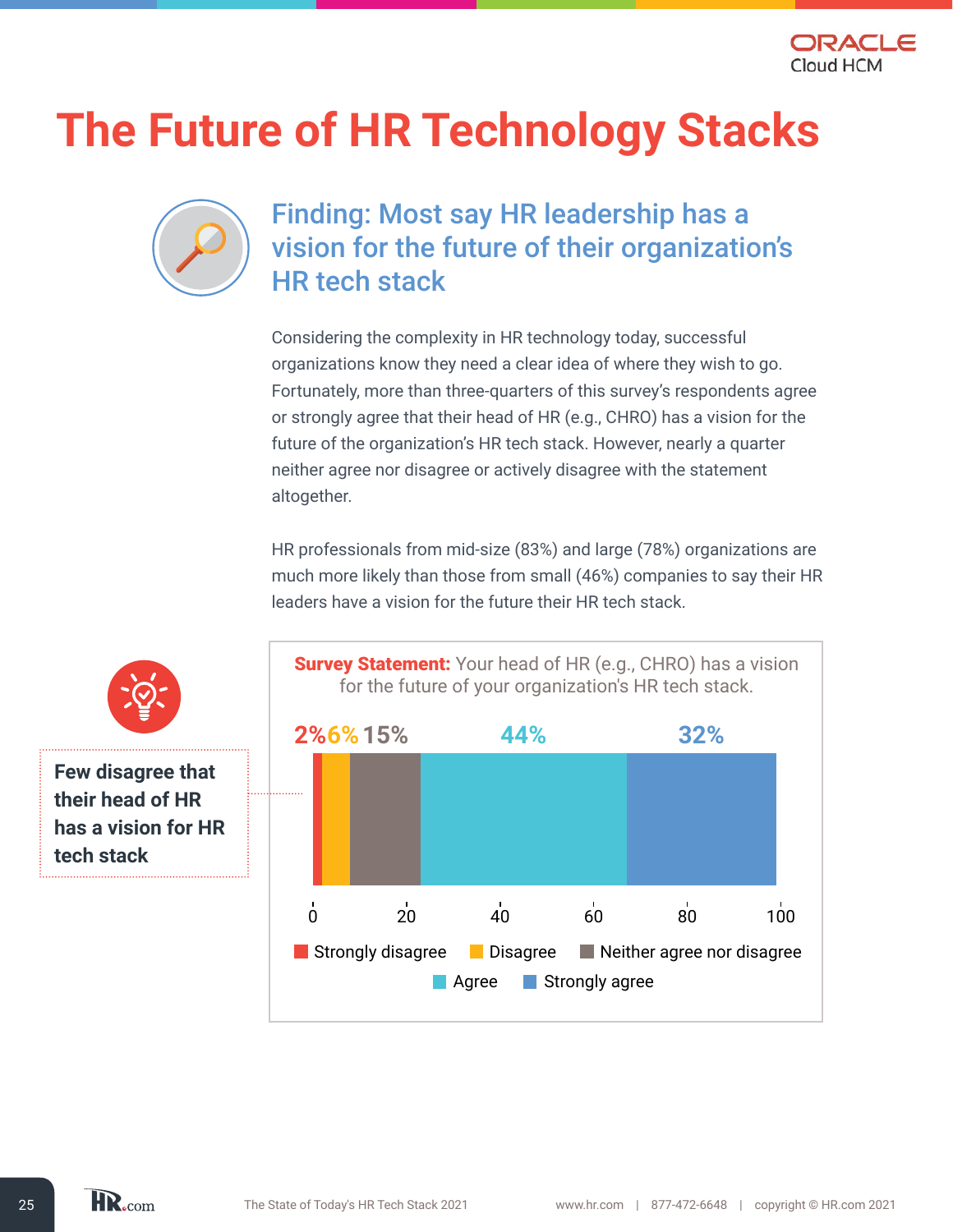# The Future of HR Technology Stacks

## Finding: Most say HR leadership has a vision for the future of their organization's HR tech stack

Considering the complexity in HR technology today, successful organizations know they need a clear idea of where they wish to go. Fortunately, more than three-quarters of this survey's respondents agree or strongly agree that their head of HR (e.g., CHRO) has a vision for the future of the organization's HR tech stack. However, nearly a quarter neither agree nor disagree or actively disagree with the statement altogether.

HR professionals from mid-size (83%) and large (78%) organizations are much more likely than those from small (46%) companies to say their HR leaders have a vision for the future their HR tech stack.

**Few disagree that their head of HR has a vision for HR tech stack**

**Survey Statement:** Your head of HR (e.g., CHRO) has a vision for the future of your organization's HR tech stack.

| Response | Percentage |
|---|---|
| Strongly disagree | 2% |
| Disagree | 6% |
| Neither agree nor disagree | 15% |
| Agree | 44% |
| Strongly agree | 32% |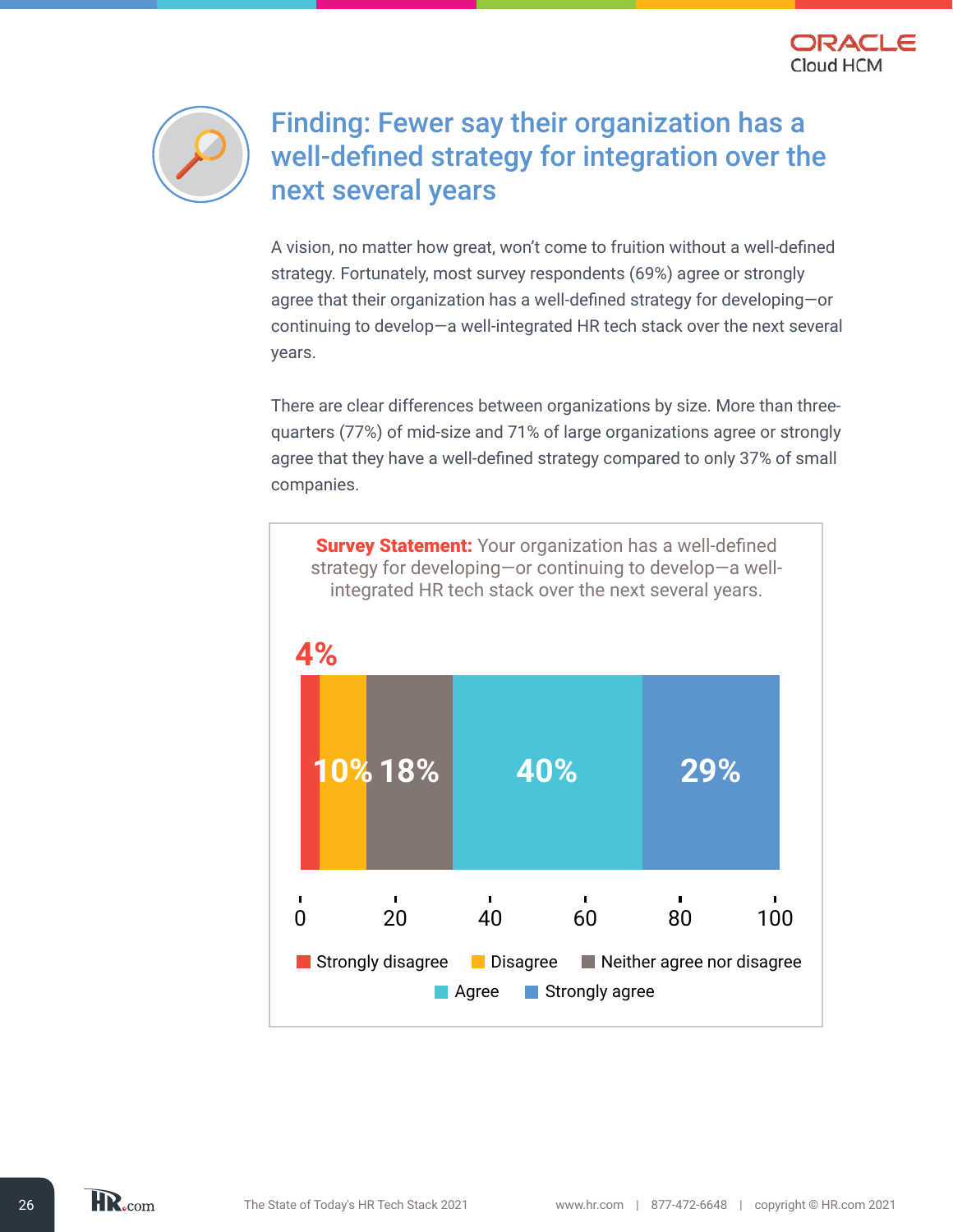## Finding: Fewer say their organization has a well-defined strategy for integration over the next several years

A vision, no matter how great, won't come to fruition without a well-defined strategy. Fortunately, most survey respondents (69%) agree or strongly agree that their organization has a well-defined strategy for developing—or continuing to develop—a well-integrated HR tech stack over the next several years.

There are clear differences between organizations by size. More than three-quarters (77%) of mid-size and 71% of large organizations agree or strongly agree that they have a well-defined strategy compared to only 37% of small companies.

**Survey Statement:** Your organization has a well-defined strategy for developing—or continuing to develop—a well-integrated HR tech stack over the next several years.

| Response | Percentage |
|---|---|
| Strongly disagree | 4% |
| Disagree | 10% |
| Neither agree nor disagree | 18% |
| Agree | 40% |
| Strongly agree | 29% |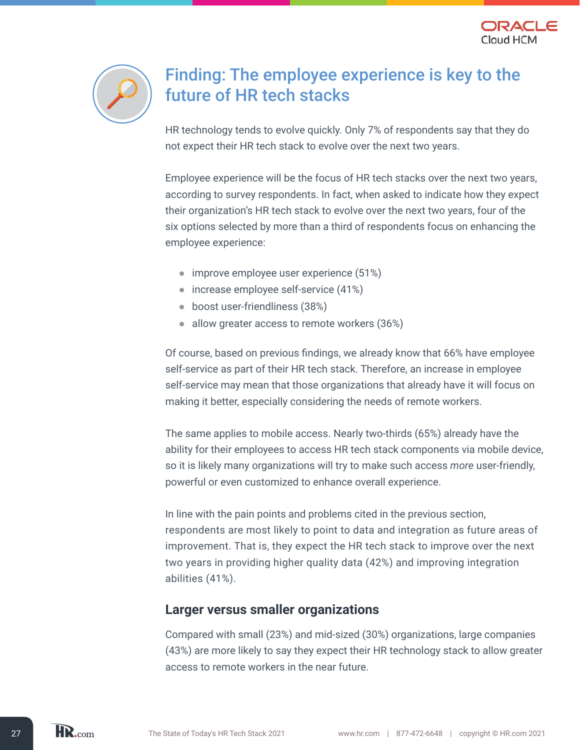## Finding: The employee experience is key to the future of HR tech stacks

HR technology tends to evolve quickly. Only 7% of respondents say that they do not expect their HR tech stack to evolve over the next two years.

Employee experience will be the focus of HR tech stacks over the next two years, according to survey respondents. In fact, when asked to indicate how they expect their organization's HR tech stack to evolve over the next two years, four of the six options selected by more than a third of respondents focus on enhancing the employee experience:

- improve employee user experience (51%)
- increase employee self-service (41%)
- boost user-friendliness (38%)
- allow greater access to remote workers (36%)

Of course, based on previous findings, we already know that 66% have employee self-service as part of their HR tech stack. Therefore, an increase in employee self-service may mean that those organizations that already have it will focus on making it better, especially considering the needs of remote workers.

The same applies to mobile access. Nearly two-thirds (65%) already have the ability for their employees to access HR tech stack components via mobile device, so it is likely many organizations will try to make such access *more* user-friendly, powerful or even customized to enhance overall experience.

In line with the pain points and problems cited in the previous section, respondents are most likely to point to data and integration as future areas of improvement. That is, they expect the HR tech stack to improve over the next two years in providing higher quality data (42%) and improving integration abilities (41%).

### Larger versus smaller organizations

Compared with small (23%) and mid-sized (30%) organizations, large companies (43%) are more likely to say they expect their HR technology stack to allow greater access to remote workers in the near future.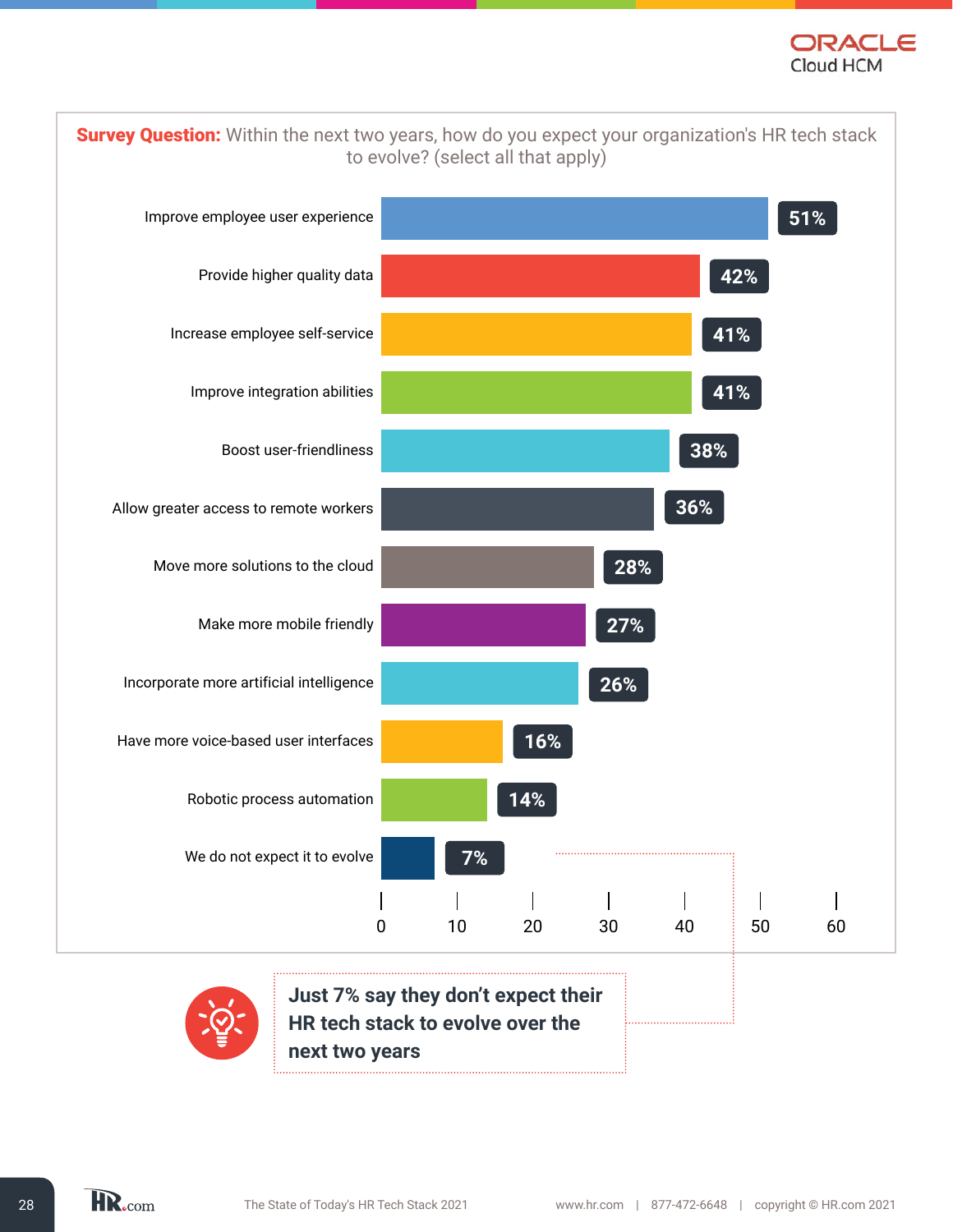**Survey Question:** Within the next two years, how do you expect your organization's HR tech stack to evolve? (select all that apply)

| Response | Percentage |
|---|---|
| Improve employee user experience | 51% |
| Provide higher quality data | 42% |
| Increase employee self-service | 41% |
| Improve integration abilities | 41% |
| Boost user-friendliness | 38% |
| Allow greater access to remote workers | 36% |
| Move more solutions to the cloud | 28% |
| Make more mobile friendly | 27% |
| Incorporate more artificial intelligence | 26% |
| Have more voice-based user interfaces | 16% |
| Robotic process automation | 14% |
| We do not expect it to evolve | 7% |

**Just 7% say they don't expect their HR tech stack to evolve over the next two years**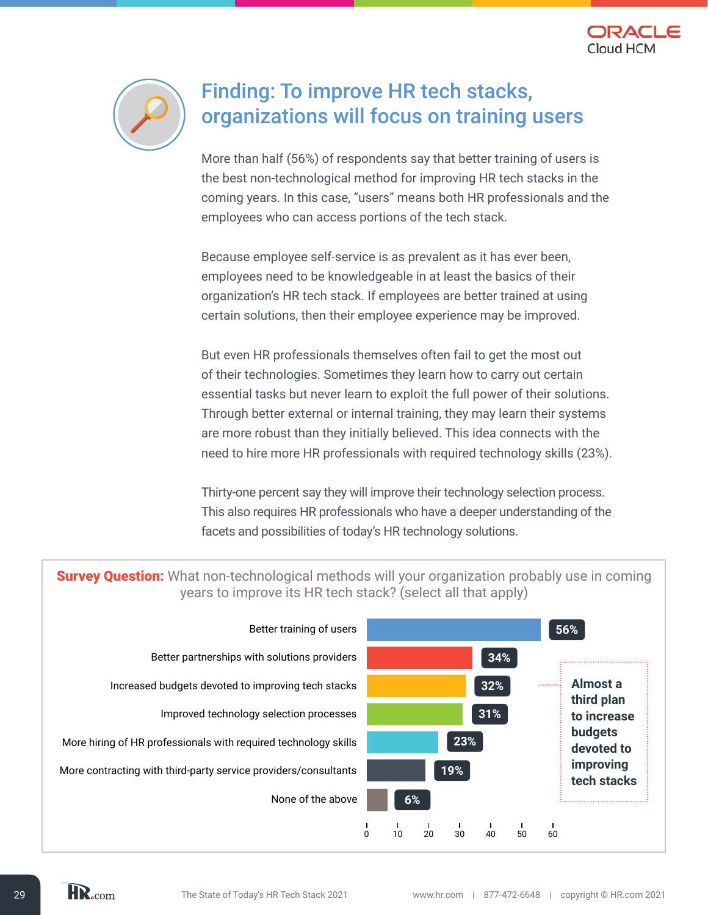# Finding: To improve HR tech stacks, organizations will focus on training users

More than half (56%) of respondents say that better training of users is the best non-technological method for improving HR tech stacks in the coming years. In this case, "users" means both HR professionals and the employees who can access portions of the tech stack.

Because employee self-service is as prevalent as it has ever been, employees need to be knowledgeable in at least the basics of their organization's HR tech stack. If employees are better trained at using certain solutions, then their employee experience may be improved.

But even HR professionals themselves often fail to get the most out of their technologies. Sometimes they learn how to carry out certain essential tasks but never learn to exploit the full power of their solutions. Through better external or internal training, they may learn their systems are more robust than they initially believed. This idea connects with the need to hire more HR professionals with required technology skills (23%).

Thirty-one percent say they will improve their technology selection process. This also requires HR professionals who have a deeper understanding of the facets and possibilities of today's HR technology solutions.

**Survey Question:** What non-technological methods will your organization probably use in coming years to improve its HR tech stack? (select all that apply)

| Response | Percentage |
|---|---|
| Better training of users | 56% |
| Better partnerships with solutions providers | 34% |
| Increased budgets devoted to improving tech stacks | 32% |
| Improved technology selection processes | 31% |
| More hiring of HR professionals with required technology skills | 23% |
| More contracting with third-party service providers/consultants | 19% |
| None of the above | 6% |

**Almost a third plan to increase budgets devoted to improving tech stacks**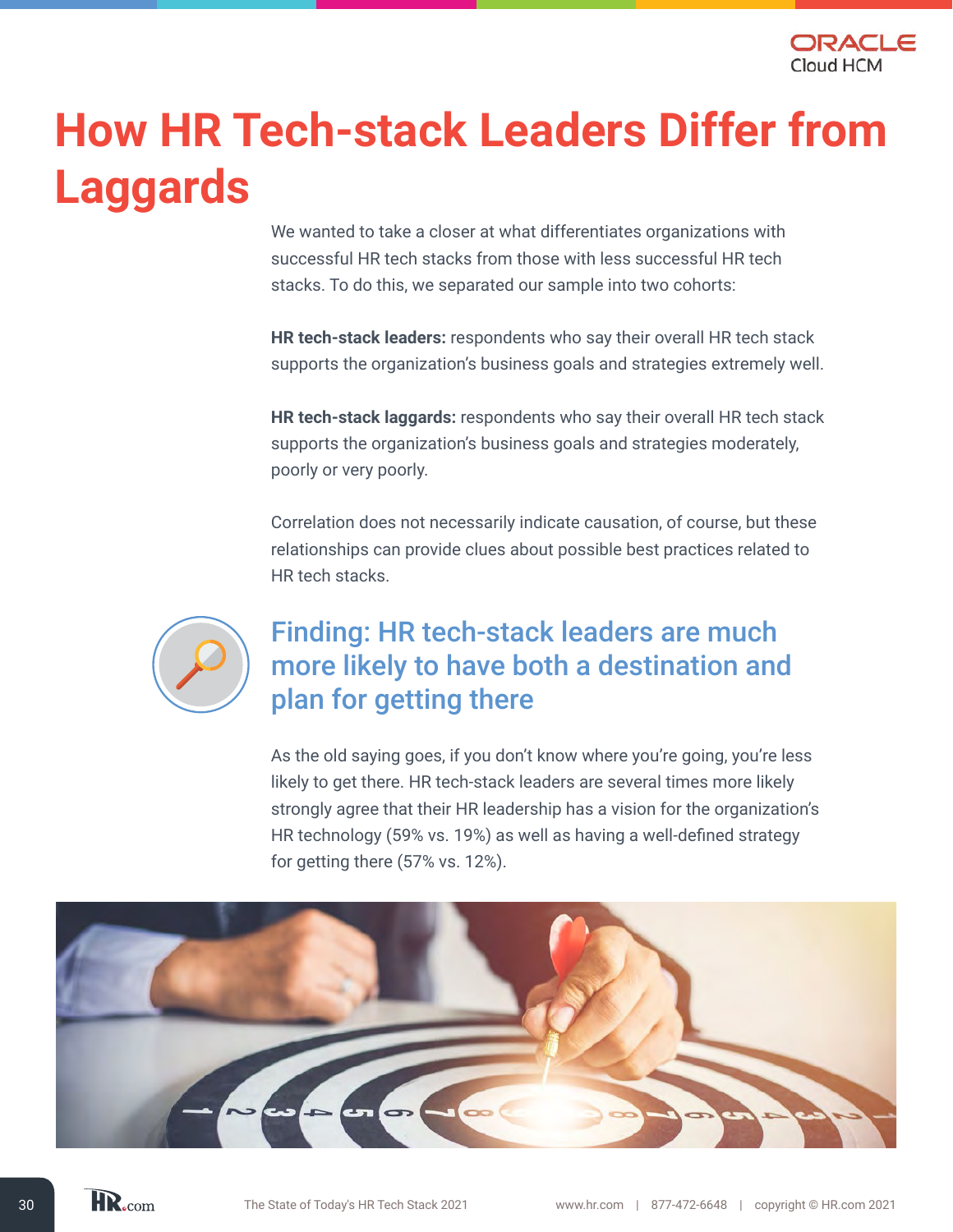# How HR Tech-stack Leaders Differ from Laggards

We wanted to take a closer at what differentiates organizations with successful HR tech stacks from those with less successful HR tech stacks. To do this, we separated our sample into two cohorts:

**HR tech-stack leaders:** respondents who say their overall HR tech stack supports the organization's business goals and strategies extremely well.

**HR tech-stack laggards:** respondents who say their overall HR tech stack supports the organization's business goals and strategies moderately, poorly or very poorly.

Correlation does not necessarily indicate causation, of course, but these relationships can provide clues about possible best practices related to HR tech stacks.

## Finding: HR tech-stack leaders are much more likely to have both a destination and plan for getting there

As the old saying goes, if you don't know where you're going, you're less likely to get there. HR tech-stack leaders are several times more likely strongly agree that their HR leadership has a vision for the organization's HR technology (59% vs. 19%) as well as having a well-defined strategy for getting there (57% vs. 12%).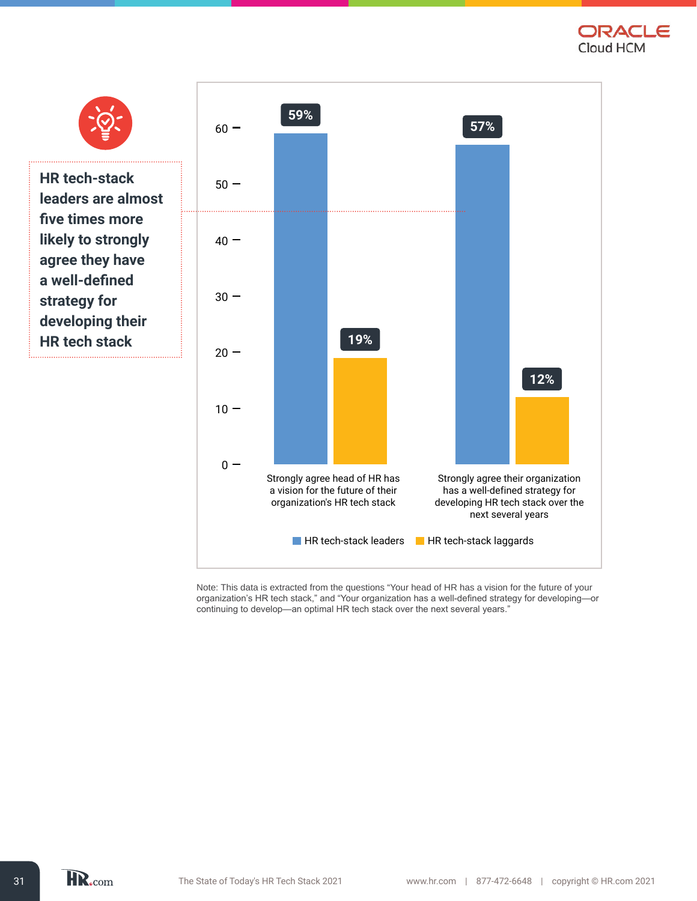**HR tech-stack leaders are almost five times more likely to strongly agree they have a well-defined strategy for developing their HR tech stack**

| | HR tech-stack leaders | HR tech-stack laggards |
|---|---|---|
| Strongly agree head of HR has a vision for the future of their organization's HR tech stack | 59% | 19% |
| Strongly agree their organization has a well-defined strategy for developing HR tech stack over the next several years | 57% | 12% |

Note: This data is extracted from the questions "Your head of HR has a vision for the future of your organization's HR tech stack," and "Your organization has a well-defined strategy for developing—or continuing to develop—an optimal HR tech stack over the next several years."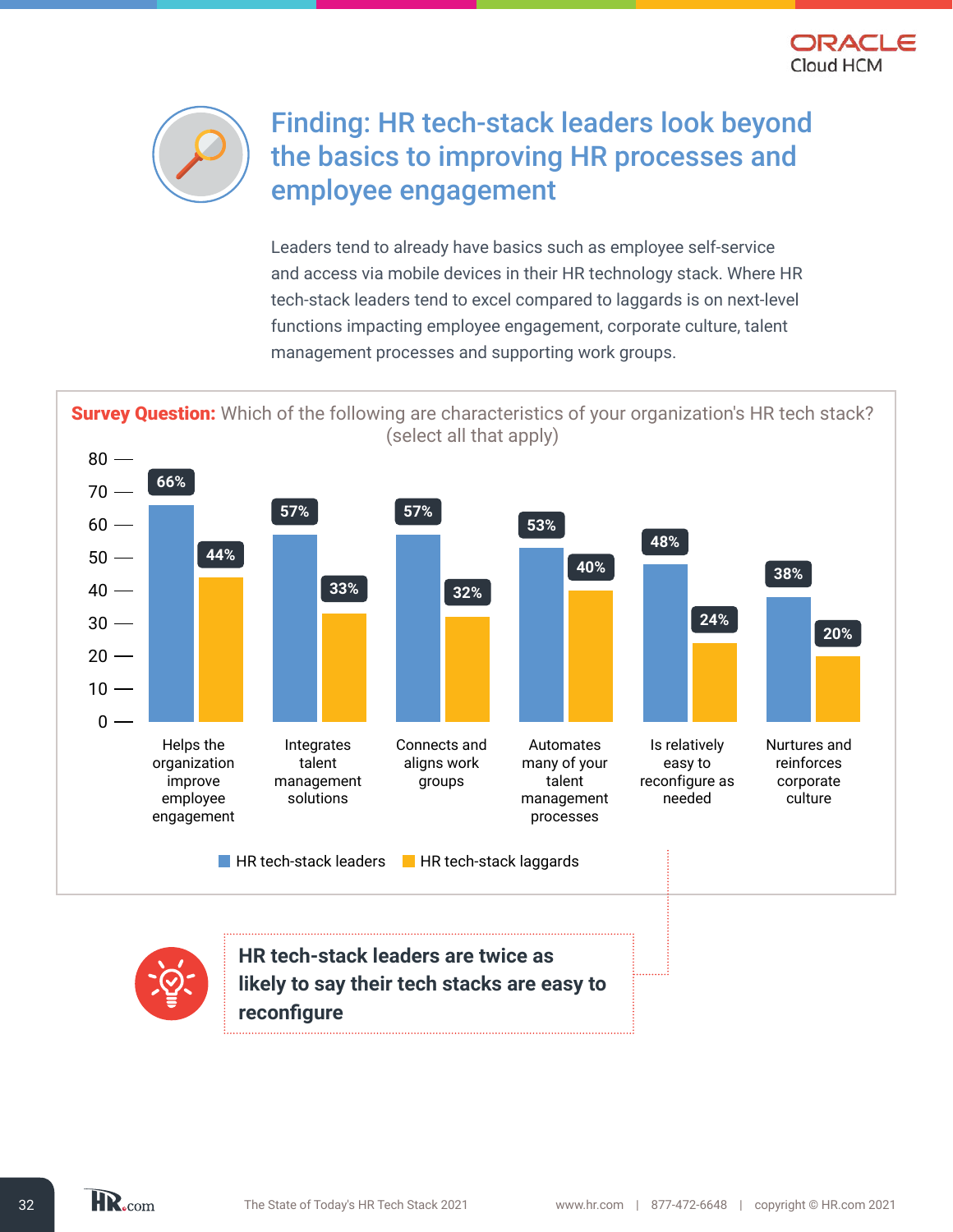# Finding: HR tech-stack leaders look beyond the basics to improving HR processes and employee engagement

Leaders tend to already have basics such as employee self-service and access via mobile devices in their HR technology stack. Where HR tech-stack leaders tend to excel compared to laggards is on next-level functions impacting employee engagement, corporate culture, talent management processes and supporting work groups.

**Survey Question:** Which of the following are characteristics of your organization's HR tech stack? (select all that apply)

| Characteristic | HR tech-stack leaders | HR tech-stack laggards |
|---|---|---|
| Helps the organization improve employee engagement | 66% | 44% |
| Integrates talent management solutions | 57% | 33% |
| Connects and aligns work groups | 57% | 32% |
| Automates many of your talent management processes | 53% | 40% |
| Is relatively easy to reconfigure as needed | 48% | 24% |
| Nurtures and reinforces corporate culture | 38% | 20% |

**HR tech-stack leaders are twice as likely to say their tech stacks are easy to reconfigure**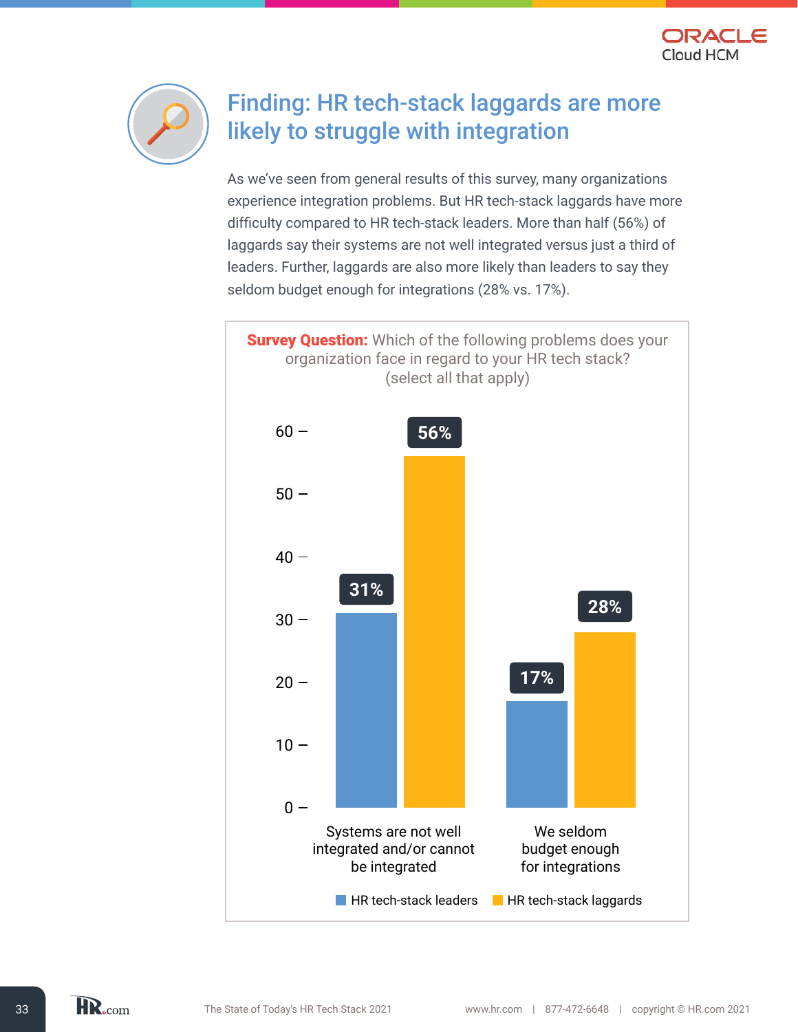# Finding: HR tech-stack laggards are more likely to struggle with integration

As we've seen from general results of this survey, many organizations experience integration problems. But HR tech-stack laggards have more difficulty compared to HR tech-stack leaders. More than half (56%) of laggards say their systems are not well integrated versus just a third of leaders. Further, laggards are also more likely than leaders to say they seldom budget enough for integrations (28% vs. 17%).

**Survey Question:** Which of the following problems does your organization face in regard to your HR tech stack? (select all that apply)

| | HR tech-stack leaders | HR tech-stack laggards |
|---|---|---|
| Systems are not well integrated and/or cannot be integrated | 31% | 56% |
| We seldom budget enough for integrations | 17% | 28% |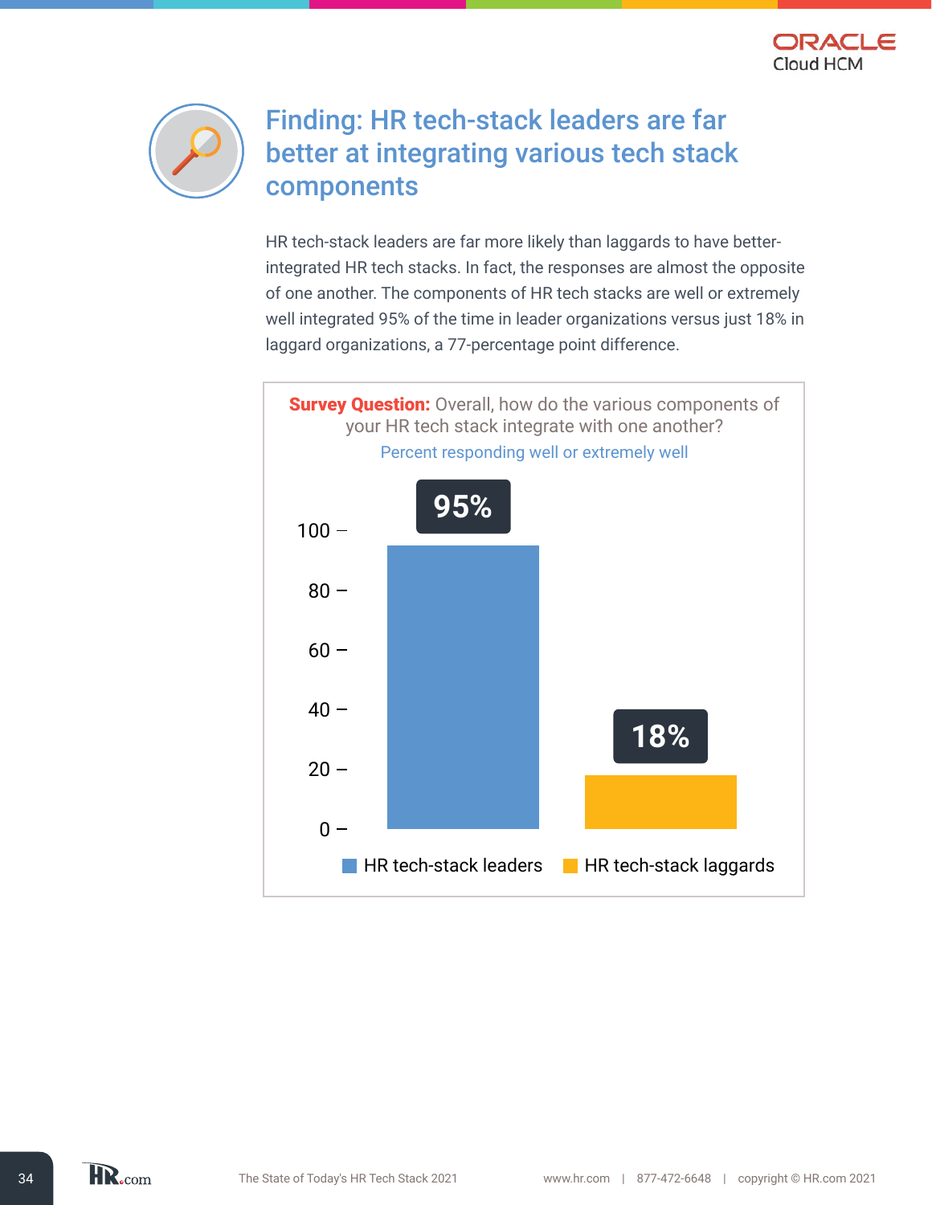## Finding: HR tech-stack leaders are far better at integrating various tech stack components

HR tech-stack leaders are far more likely than laggards to have better-integrated HR tech stacks. In fact, the responses are almost the opposite of one another. The components of HR tech stacks are well or extremely well integrated 95% of the time in leader organizations versus just 18% in laggard organizations, a 77-percentage point difference.

**Survey Question:** Overall, how do the various components of your HR tech stack integrate with one another?

Percent responding well or extremely well

| Group | Percent |
|---|---|
| HR tech-stack leaders | 95% |
| HR tech-stack laggards | 18% |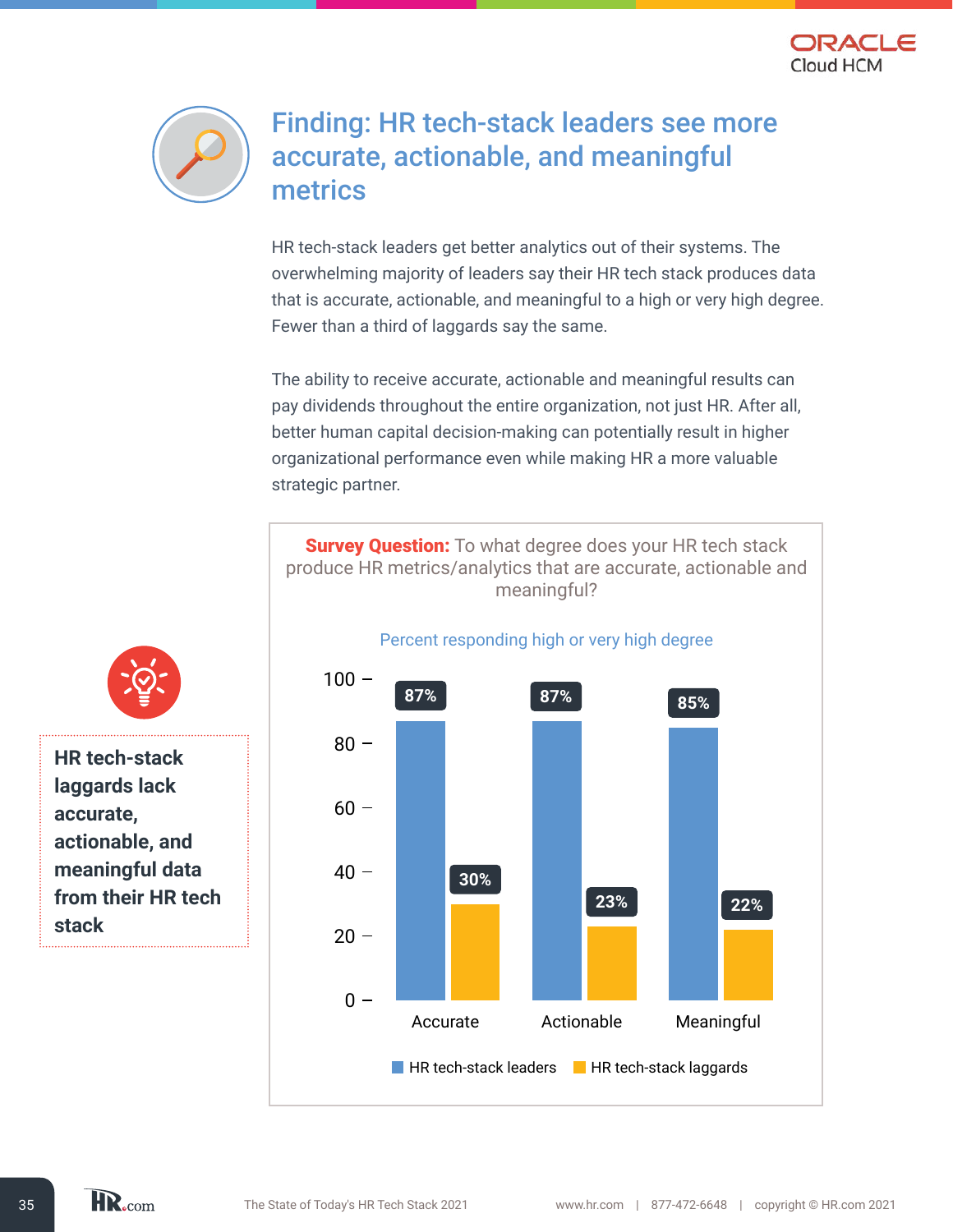## Finding: HR tech-stack leaders see more accurate, actionable, and meaningful metrics

HR tech-stack leaders get better analytics out of their systems. The overwhelming majority of leaders say their HR tech stack produces data that is accurate, actionable, and meaningful to a high or very high degree. Fewer than a third of laggards say the same.

The ability to receive accurate, actionable and meaningful results can pay dividends throughout the entire organization, not just HR. After all, better human capital decision-making can potentially result in higher organizational performance even while making HR a more valuable strategic partner.

**HR tech-stack laggards lack accurate, actionable, and meaningful data from their HR tech stack**

**Survey Question:** To what degree does your HR tech stack produce HR metrics/analytics that are accurate, actionable and meaningful?

Percent responding high or very high degree

| | HR tech-stack leaders | HR tech-stack laggards |
|---|---|---|
| Accurate | 87% | 30% |
| Actionable | 87% | 23% |
| Meaningful | 85% | 22% |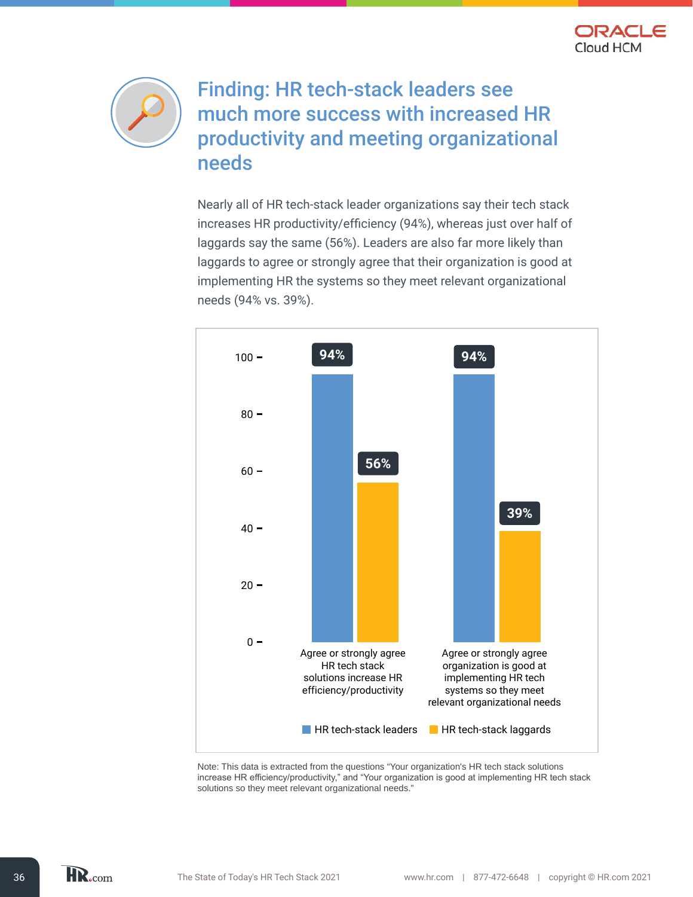# Finding: HR tech-stack leaders see much more success with increased HR productivity and meeting organizational needs

Nearly all of HR tech-stack leader organizations say their tech stack increases HR productivity/efficiency (94%), whereas just over half of laggards say the same (56%). Leaders are also far more likely than laggards to agree or strongly agree that their organization is good at implementing HR the systems so they meet relevant organizational needs (94% vs. 39%).

| | HR tech-stack leaders | HR tech-stack laggards |
|---|---|---|
| Agree or strongly agree HR tech stack solutions increase HR efficiency/productivity | 94% | 56% |
| Agree or strongly agree organization is good at implementing HR tech systems so they meet relevant organizational needs | 94% | 39% |

Note: This data is extracted from the questions "Your organization's HR tech stack solutions increase HR efficiency/productivity," and "Your organization is good at implementing HR tech stack solutions so they meet relevant organizational needs."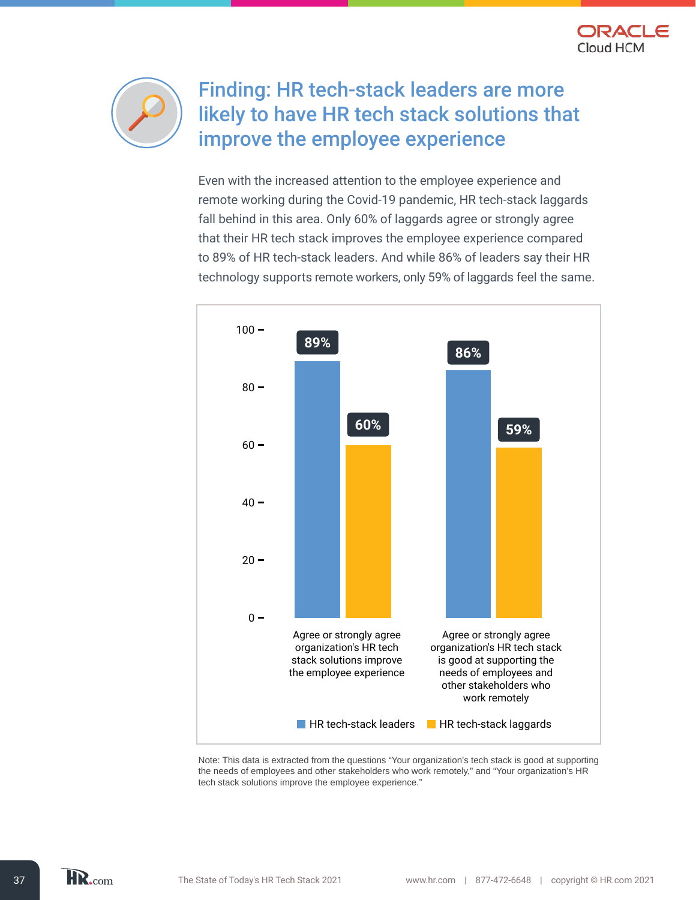# Finding: HR tech-stack leaders are more likely to have HR tech stack solutions that improve the employee experience

Even with the increased attention to the employee experience and remote working during the Covid-19 pandemic, HR tech-stack laggards fall behind in this area. Only 60% of laggards agree or strongly agree that their HR tech stack improves the employee experience compared to 89% of HR tech-stack leaders. And while 86% of leaders say their HR technology supports remote workers, only 59% of laggards feel the same.

| | HR tech-stack leaders | HR tech-stack laggards |
|---|---|---|
| Agree or strongly agree organization's HR tech stack solutions improve the employee experience | 89% | 60% |
| Agree or strongly agree organization's HR tech stack is good at supporting the needs of employees and other stakeholders who work remotely | 86% | 59% |

Note: This data is extracted from the questions "Your organization's tech stack is good at supporting the needs of employees and other stakeholders who work remotely," and "Your organization's HR tech stack solutions improve the employee experience."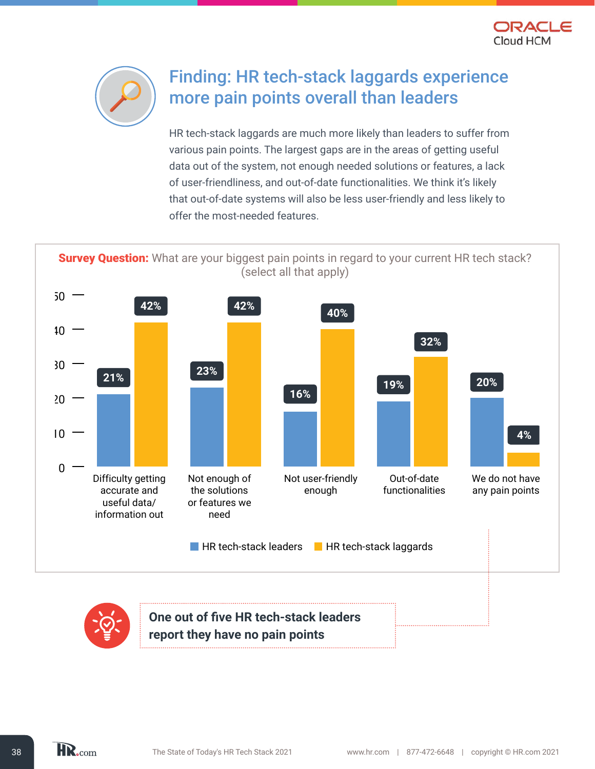## Finding: HR tech-stack laggards experience more pain points overall than leaders

HR tech-stack laggards are much more likely than leaders to suffer from various pain points. The largest gaps are in the areas of getting useful data out of the system, not enough needed solutions or features, a lack of user-friendliness, and out-of-date functionalities. We think it's likely that out-of-date systems will also be less user-friendly and less likely to offer the most-needed features.

**Survey Question:** What are your biggest pain points in regard to your current HR tech stack? (select all that apply)

| | HR tech-stack leaders | HR tech-stack laggards |
|---|---|---|
| Difficulty getting accurate and useful data/information out | 21% | 42% |
| Not enough of the solutions or features we need | 23% | 42% |
| Not user-friendly enough | 16% | 40% |
| Out-of-date functionalities | 19% | 32% |
| We do not have any pain points | 20% | 4% |

**One out of five HR tech-stack leaders report they have no pain points**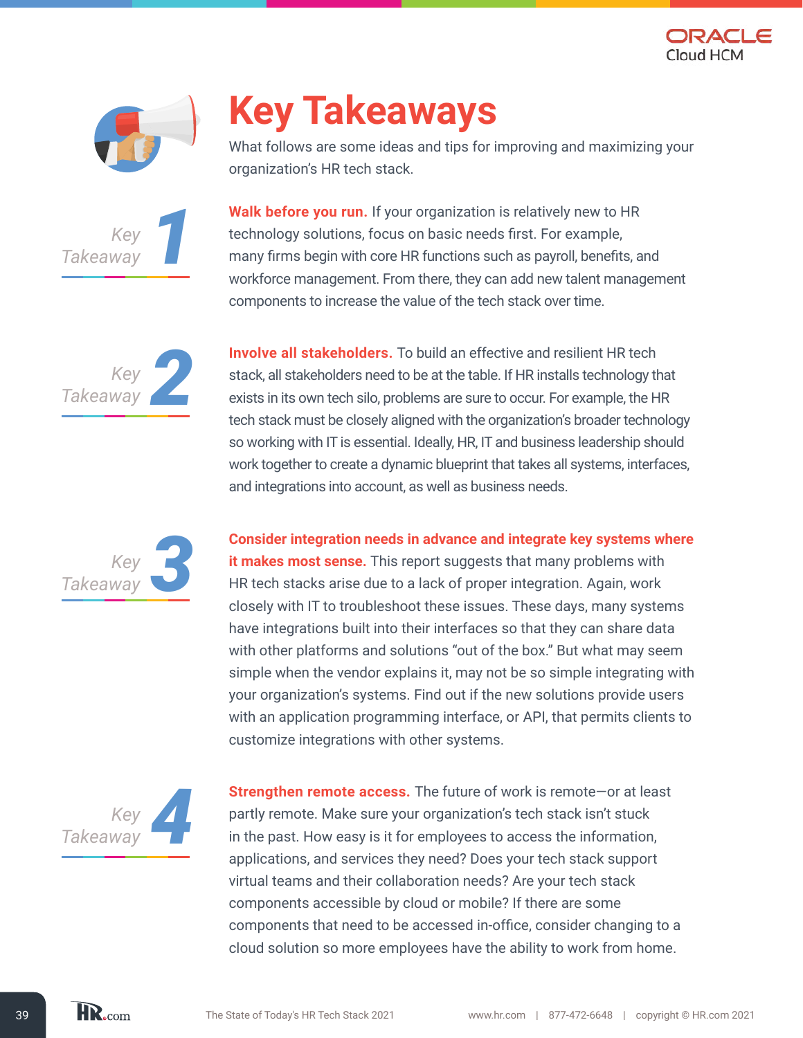# Key Takeaways

What follows are some ideas and tips for improving and maximizing your organization's HR tech stack.

### Key Takeaway 1

**Walk before you run.** If your organization is relatively new to HR technology solutions, focus on basic needs first. For example, many firms begin with core HR functions such as payroll, benefits, and workforce management. From there, they can add new talent management components to increase the value of the tech stack over time.

### Key Takeaway 2

**Involve all stakeholders.** To build an effective and resilient HR tech stack, all stakeholders need to be at the table. If HR installs technology that exists in its own tech silo, problems are sure to occur. For example, the HR tech stack must be closely aligned with the organization's broader technology so working with IT is essential. Ideally, HR, IT and business leadership should work together to create a dynamic blueprint that takes all systems, interfaces, and integrations into account, as well as business needs.

### Key Takeaway 3

**Consider integration needs in advance and integrate key systems where it makes most sense.** This report suggests that many problems with HR tech stacks arise due to a lack of proper integration. Again, work closely with IT to troubleshoot these issues. These days, many systems have integrations built into their interfaces so that they can share data with other platforms and solutions "out of the box." But what may seem simple when the vendor explains it, may not be so simple integrating with your organization's systems. Find out if the new solutions provide users with an application programming interface, or API, that permits clients to customize integrations with other systems.

### Key Takeaway 4

**Strengthen remote access.** The future of work is remote—or at least partly remote. Make sure your organization's tech stack isn't stuck in the past. How easy is it for employees to access the information, applications, and services they need? Does your tech stack support virtual teams and their collaboration needs? Are your tech stack components accessible by cloud or mobile? If there are some components that need to be accessed in-office, consider changing to a cloud solution so more employees have the ability to work from home.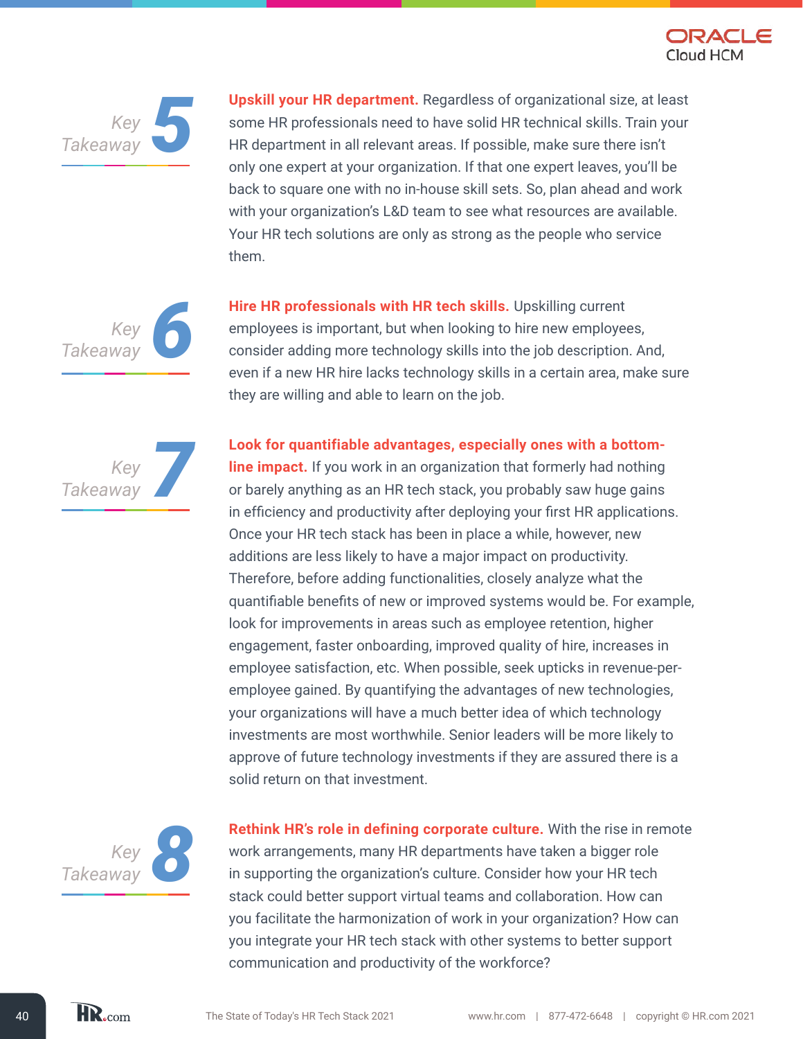## Key Takeaway 5

**Upskill your HR department.** Regardless of organizational size, at least some HR professionals need to have solid HR technical skills. Train your HR department in all relevant areas. If possible, make sure there isn't only one expert at your organization. If that one expert leaves, you'll be back to square one with no in-house skill sets. So, plan ahead and work with your organization's L&D team to see what resources are available. Your HR tech solutions are only as strong as the people who service them.

## Key Takeaway 6

**Hire HR professionals with HR tech skills.** Upskilling current employees is important, but when looking to hire new employees, consider adding more technology skills into the job description. And, even if a new HR hire lacks technology skills in a certain area, make sure they are willing and able to learn on the job.

## Key Takeaway 7

**Look for quantifiable advantages, especially ones with a bottom-line impact.** If you work in an organization that formerly had nothing or barely anything as an HR tech stack, you probably saw huge gains in efficiency and productivity after deploying your first HR applications. Once your HR tech stack has been in place a while, however, new additions are less likely to have a major impact on productivity. Therefore, before adding functionalities, closely analyze what the quantifiable benefits of new or improved systems would be. For example, look for improvements in areas such as employee retention, higher engagement, faster onboarding, improved quality of hire, increases in employee satisfaction, etc. When possible, seek upticks in revenue-per-employee gained. By quantifying the advantages of new technologies, your organizations will have a much better idea of which technology investments are most worthwhile. Senior leaders will be more likely to approve of future technology investments if they are assured there is a solid return on that investment.

## Key Takeaway 8

**Rethink HR's role in defining corporate culture.** With the rise in remote work arrangements, many HR departments have taken a bigger role in supporting the organization's culture. Consider how your HR tech stack could better support virtual teams and collaboration. How can you facilitate the harmonization of work in your organization? How can you integrate your HR tech stack with other systems to better support communication and productivity of the workforce?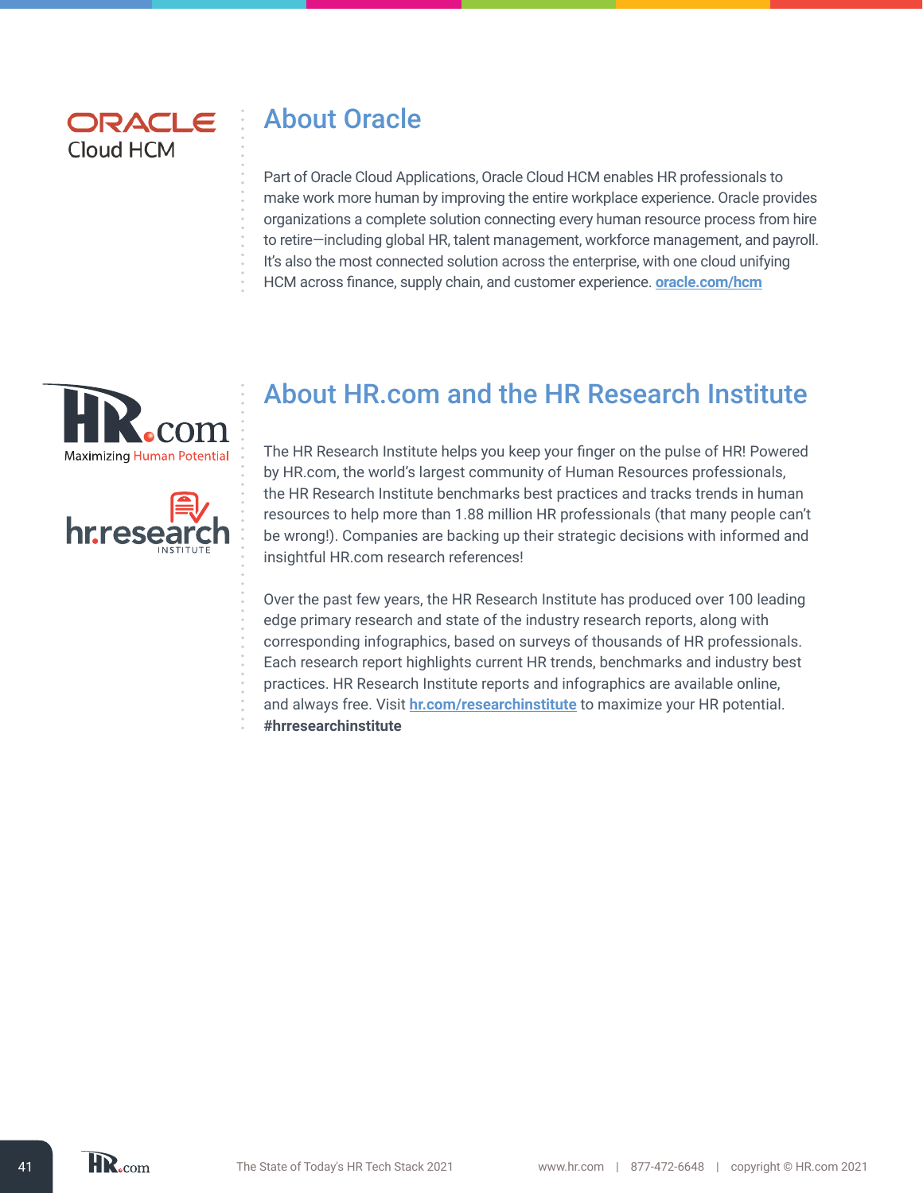## About Oracle

Part of Oracle Cloud Applications, Oracle Cloud HCM enables HR professionals to make work more human by improving the entire workplace experience. Oracle provides organizations a complete solution connecting every human resource process from hire to retire—including global HR, talent management, workforce management, and payroll. It's also the most connected solution across the enterprise, with one cloud unifying HCM across finance, supply chain, and customer experience. **oracle.com/hcm**

## About HR.com and the HR Research Institute

The HR Research Institute helps you keep your finger on the pulse of HR! Powered by HR.com, the world's largest community of Human Resources professionals, the HR Research Institute benchmarks best practices and tracks trends in human resources to help more than 1.88 million HR professionals (that many people can't be wrong!). Companies are backing up their strategic decisions with informed and insightful HR.com research references!

Over the past few years, the HR Research Institute has produced over 100 leading edge primary research and state of the industry research reports, along with corresponding infographics, based on surveys of thousands of HR professionals. Each research report highlights current HR trends, benchmarks and industry best practices. HR Research Institute reports and infographics are available online, and always free. Visit **hr.com/researchinstitute** to maximize your HR potential. **#hrresearchinstitute**